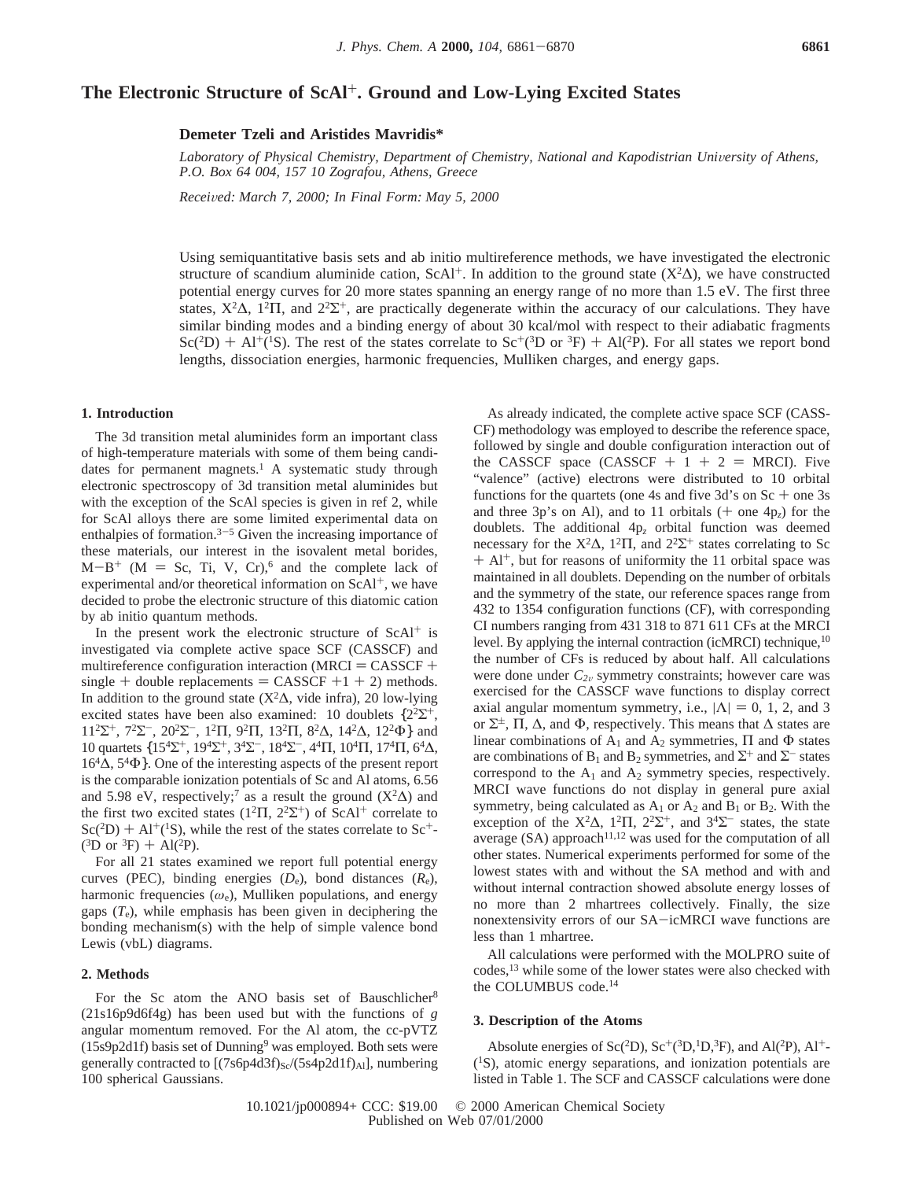# The Electronic Structure of $ScAl^+$. Ground and Low-Lying Excited States

**Demeter Tzeli and Aristides Mavridis***

*Laboratory of Physical Chemistry, Department of Chemistry, National and Kapodistrian University of Athens, P.O. Box 64 004, 157 10 Zografou, Athens, Greece*

*Received: March 7, 2000; In Final Form: May 5, 2000*

Using semiquantitative basis sets and ab initio multireference methods, we have investigated the electronic structure of scandium aluminide cation, $ScAl^+$. In addition to the ground state ($X^2\Delta$), we have constructed potential energy curves for 20 more states spanning an energy range of no more than 1.5 eV. The first three states, $X^2\Delta$, $1^2\Pi$, and $2^2\Sigma^+$, are practically degenerate within the accuracy of our calculations. They have similar binding modes and a binding energy of about 30 kcal/mol with respect to their adiabatic fragments $Sc(^2D) + Al^+(^1S)$. The rest of the states correlate to $Sc^+(^3D$ or $^3F) + Al(^2P)$. For all states we report bond lengths, dissociation energies, harmonic frequencies, Mulliken charges, and energy gaps.

## 1. Introduction

The 3d transition metal aluminides form an important class of high-temperature materials with some of them being candidates for permanent magnets.[1] A systematic study through electronic spectroscopy of 3d transition metal aluminides but with the exception of the ScAl species is given in ref 2, while for ScAl alloys there are some limited experimental data on enthalpies of formation.[3-5] Given the increasing importance of these materials, our interest in the isovalent metal borides, $M-B^+$ (M = Sc, Ti, V, Cr),[6] and the complete lack of experimental and/or theoretical information on $ScAl^+$, we have decided to probe the electronic structure of this diatomic cation by ab initio quantum methods.

In the present work the electronic structure of $ScAl^+$ is investigated via complete active space SCF (CASSCF) and multireference configuration interaction (MRCI = CASSCF + single + double replacements = CASSCF +1 + 2) methods. In addition to the ground state ($X^2\Delta$, vide infra), 20 low-lying excited states have been also examined: 10 doublets $\{2^2\Sigma^+, 11^2\Sigma^+, 7^2\Sigma^-, 20^2\Sigma^-, 1^2\Pi, 9^2\Pi, 13^2\Pi, 8^2\Delta, 14^2\Delta, 12^2\Phi\}$ and 10 quartets $\{15^4\Sigma^+, 19^4\Sigma^+, 3^4\Sigma^-, 18^4\Sigma^-, 4^4\Pi, 10^4\Pi, 17^4\Pi, 6^4\Delta, 16^4\Delta, 5^4\Phi\}$. One of the interesting aspects of the present report is the comparable ionization potentials of Sc and Al atoms, 6.56 and 5.98 eV, respectively;[7] as a result the ground ($X^2\Delta$) and the first two excited states ($1^2\Pi$, $2^2\Sigma^+$) of $ScAl^+$ correlate to $Sc(^2D) + Al^+(^1S)$, while the rest of the states correlate to $Sc^+(^3D$ or $^3F) + Al(^2P)$.

For all 21 states examined we report full potential energy curves (PEC), binding energies ($D_e$), bond distances ($R_e$), harmonic frequencies ($\omega_e$), Mulliken populations, and energy gaps ($T_e$), while emphasis has been given in deciphering the bonding mechanism(s) with the help of simple valence bond Lewis (vbL) diagrams.

## 2. Methods

For the Sc atom the ANO basis set of Bauschlicher[8] (21s16p9d6f4g) has been used but with the functions of *g* angular momentum removed. For the Al atom, the cc-pVTZ (15s9p2d1f) basis set of Dunning[9] was employed. Both sets were generally contracted to $[(7s6p4d3f)_{Sc}/(5s4p2d1f)_{Al}]$, numbering 100 spherical Gaussians.

As already indicated, the complete active space SCF (CASSCF) methodology was employed to describe the reference space, followed by single and double configuration interaction out of the CASSCF space (CASSCF + 1 + 2 = MRCI). Five "valence" (active) electrons were distributed to 10 orbital functions for the quartets (one 4s and five 3d's on Sc + one 3s and three 3p's on Al), and to 11 orbitals (+ one $4p_z$) for the doublets. The additional $4p_z$ orbital function was deemed necessary for the $X^2\Delta$, $1^2\Pi$, and $2^2\Sigma^+$ states correlating to Sc + $Al^+$, but for reasons of uniformity the 11 orbital space was maintained in all doublets. Depending on the number of orbitals and the symmetry of the state, our reference spaces range from 432 to 1354 configuration functions (CF), with corresponding CI numbers ranging from 431 318 to 871 611 CFs at the MRCI level. By applying the internal contraction (icMRCI) technique,[10] the number of CFs is reduced by about half. All calculations were done under $C_{2v}$ symmetry constraints; however care was exercised for the CASSCF wave functions to display correct axial angular momentum symmetry, i.e., $|\Lambda| = 0$, 1, 2, and 3 or $\Sigma^\pm$, $\Pi$, $\Delta$, and $\Phi$, respectively. This means that $\Delta$ states are linear combinations of $A_1$ and $A_2$ symmetries, $\Pi$ and $\Phi$ states are combinations of $B_1$ and $B_2$ symmetries, and $\Sigma^+$ and $\Sigma^-$ states correspond to the $A_1$ and $A_2$ symmetry species, respectively. MRCI wave functions do not display in general pure axial symmetry, being calculated as $A_1$ or $A_2$ and $B_1$ or $B_2$. With the exception of the $X^2\Delta$, $1^2\Pi$, $2^2\Sigma^+$, and $3^4\Sigma^-$ states, the state average (SA) approach[11,12] was used for the computation of all other states. Numerical experiments performed for some of the lowest states with and without the SA method and with and without internal contraction showed absolute energy losses of no more than 2 mhartrees collectively. Finally, the size nonextensivity errors of our SA−icMRCI wave functions are less than 1 mhartree.

All calculations were performed with the MOLPRO suite of codes,[13] while some of the lower states were also checked with the COLUMBUS code.[14]

## 3. Description of the Atoms

Absolute energies of $Sc(^2D)$, $Sc^+(^3D,^1D,^3F)$, and $Al(^2P)$, $Al^+(^1S)$, atomic energy separations, and ionization potentials are listed in Table 1. The SCF and CASSCF calculations were done

10.1021/jp000894+ CCC: $19.00 © 2000 American Chemical Society
Published on Web 07/01/2000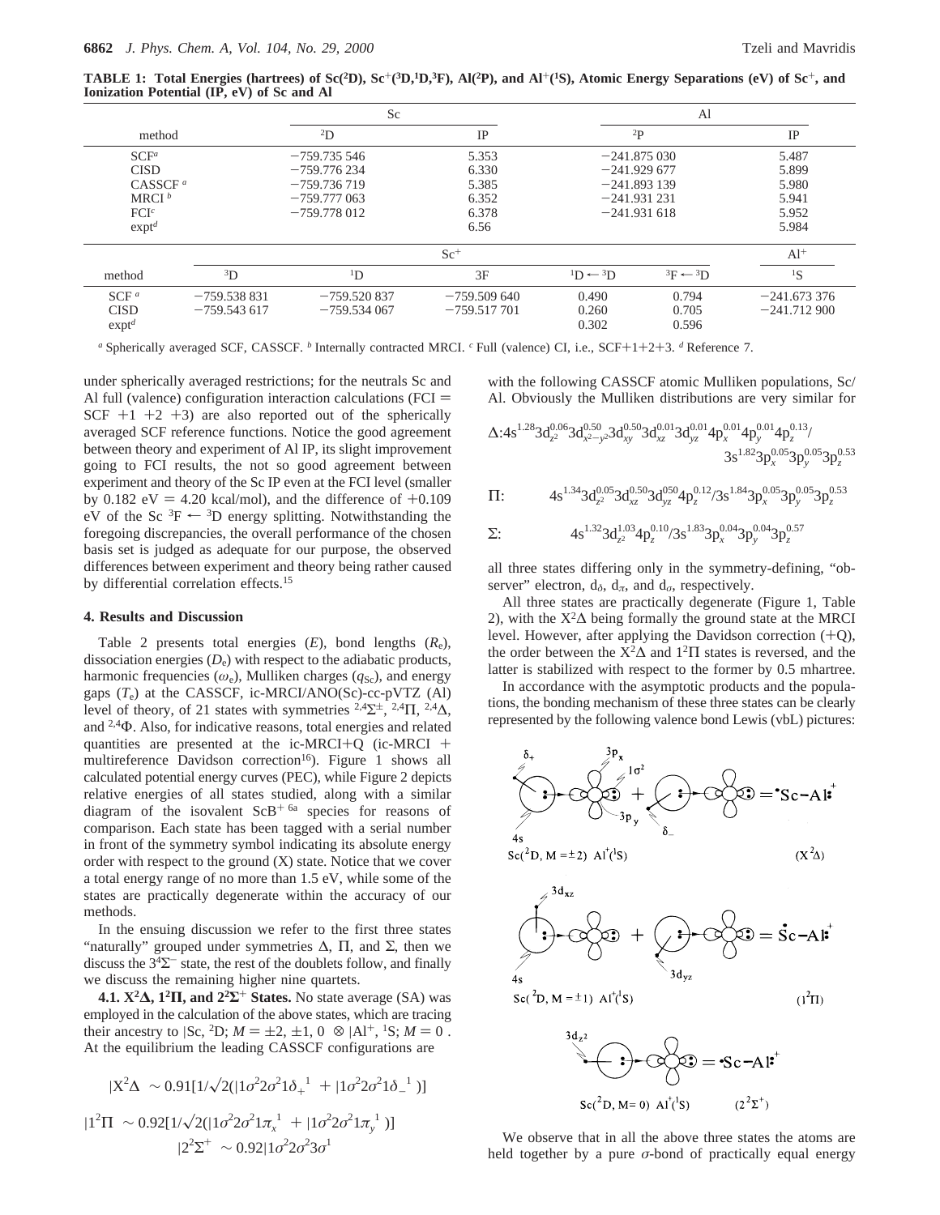**TABLE 1: Total Energies (hartrees) of Sc($^2$D), Sc$^+$($^3$D,$^1$D,$^3$F), Al($^2$P), and Al$^+$($^1$S), Atomic Energy Separations (eV) of Sc$^+$, and Ionization Potential (IP, eV) of Sc and Al**

| method | Sc | | Al | |
|---|---|---|---|---|
| | $^2$D | IP | $^2$P | IP |
| SCF[a] | −759.735 546 | 5.353 | −241.875 030 | 5.487 |
| CISD | −759.776 234 | 6.330 | −241.929 677 | 5.899 |
| CASSCF[a] | −759.736 719 | 5.385 | −241.893 139 | 5.980 |
| MRCI[b] | −759.777 063 | 6.352 | −241.931 231 | 5.941 |
| FCI[c] | −759.778 012 | 6.378 | −241.931 618 | 5.952 |
| expt[d] | | 6.56 | | 5.984 |

| method | Sc$^+$ | | | | | Al$^+$ |
|---|---|---|---|---|---|---|
| | $^3$D | $^1$D | $^3$F | $^1$D ← $^3$D | $^3$F ← $^3$D | $^1$S |
| SCF[a] | −759.538 831 | −759.520 837 | −759.509 640 | 0.490 | 0.794 | −241.673 376 |
| CISD | −759.543 617 | −759.534 067 | −759.517 701 | 0.260 | 0.705 | −241.712 900 |
| expt[d] | | | | 0.302 | 0.596 | |

[a] Spherically averaged SCF, CASSCF. [b] Internally contracted MRCI. [c] Full (valence) CI, i.e., SCF+1+2+3. [d] Reference 7.

under spherically averaged restrictions; for the neutrals Sc and Al full (valence) configuration interaction calculations (FCI = SCF +1 +2 +3) are also reported out of the spherically averaged SCF reference functions. Notice the good agreement between theory and experiment of Al IP, its slight improvement going to FCI results, the not so good agreement between experiment and theory of the Sc IP even at the FCI level (smaller by 0.182 eV = 4.20 kcal/mol), and the difference of +0.109 eV of the Sc $^3$F ← $^3$D energy splitting. Notwithstanding the foregoing discrepancies, the overall performance of the chosen basis set is judged as adequate for our purpose, the observed differences between experiment and theory being rather caused by differential correlation effects.[15]

## 4. Results and Discussion

Table 2 presents total energies ($E$), bond lengths ($R_e$), dissociation energies ($D_e$) with respect to the adiabatic products, harmonic frequencies ($\omega_e$), Mulliken charges ($q_{Sc}$), and energy gaps ($T_e$) at the CASSCF, ic-MRCI/ANO(Sc)-cc-pVTZ (Al) level of theory, of 21 states with symmetries $^{2,4}\Sigma^{\pm}$, $^{2,4}\Pi$, $^{2,4}\Delta$, and $^{2,4}\Phi$. Also, for indicative reasons, total energies and related quantities are presented at the ic-MRCI+Q (ic-MRCI + multireference Davidson correction[16]). Figure 1 shows all calculated potential energy curves (PEC), while Figure 2 depicts relative energies of all states studied, along with a similar diagram of the isovalent ScB$^+$ [6a] species for reasons of comparison. Each state has been tagged with a serial number in front of the symmetry symbol indicating its absolute energy order with respect to the ground (X) state. Notice that we cover a total energy range of no more than 1.5 eV, while some of the states are practically degenerate within the accuracy of our methods.

In the ensuing discussion we refer to the first three states "naturally" grouped under symmetries Δ, Π, and Σ, then we discuss the $3^4\Sigma^-$ state, the rest of the doublets follow, and finally we discuss the remaining higher nine quartets.

**4.1. X$^2$Δ, 1$^2$Π, and 2$^2\Sigma^+$ States.** No state average (SA) was employed in the calculation of the above states, which are tracing their ancestry to |Sc, $^2$D; $M$ = ±2, ±1, 0〉 ⊗ |Al$^+$, $^1$S; $M$ = 0〉. At the equilibrium the leading CASSCF configurations are

$$|X^2\Delta\rangle \sim 0.91[1/\sqrt{2}(|1\sigma^2 2\sigma^2 1\delta_+^{\,1}\rangle + |1\sigma^2 2\sigma^2 1\delta_-^{\,1}\rangle)]$$

$$|1^2\Pi\rangle \sim 0.92[1/\sqrt{2}(|1\sigma^2 2\sigma^2 1\pi_x^{\,1}\rangle + |1\sigma^2 2\sigma^2 1\pi_y^{\,1}\rangle)]$$

$$|2^2\Sigma^+\rangle \sim 0.92|1\sigma^2 2\sigma^2 3\sigma^1\rangle$$

with the following CASSCF atomic Mulliken populations, Sc/Al. Obviously the Mulliken distributions are very similar for

$$\Delta{:}\,4s^{1.28}3d_{z^2}^{0.06}3d_{x^2-y^2}^{0.50}3d_{xy}^{0.50}3d_{xz}^{0.01}3d_{yz}^{0.01}4p_x^{0.01}4p_y^{0.01}4p_z^{0.13}/3s^{1.82}3p_x^{0.05}3p_y^{0.05}3p_z^{0.53}$$

$$\Pi{:}\quad 4s^{1.34}3d_{z^2}^{0.05}3d_{xz}^{0.50}3d_{yz}^{0.50}4p_z^{0.12}/3s^{1.84}3p_x^{0.05}3p_y^{0.05}3p_z^{0.53}$$

$$\Sigma{:}\quad 4s^{1.32}3d_{z^2}^{1.03}4p_z^{0.10}/3s^{1.83}3p_x^{0.04}3p_y^{0.04}3p_z^{0.57}$$

all three states differing only in the symmetry-defining, "observer" electron, $d_\delta$, $d_\pi$, and $d_\sigma$, respectively.

All three states are practically degenerate (Figure 1, Table 2), with the X$^2$Δ being formally the ground state at the MRCI level. However, after applying the Davidson correction (+Q), the order between the X$^2$Δ and 1$^2$Π states is reversed, and the latter is stabilized with respect to the former by 0.5 mhartree.

In accordance with the asymptotic products and the populations, the bonding mechanism of these three states can be clearly represented by the following valence bond Lewis (vbL) pictures:

Sc($^2$D, M = ±2) Al$^+$($^1$S) (X$^2$Δ)

Sc($^2$D, M = ±1) Al$^+$($^1$S) (1$^2$Π)

Sc($^2$D, M= 0) Al$^+$($^1$S) (2$^2\Sigma^+$)

We observe that in all the above three states the atoms are held together by a pure σ-bond of practically equal energy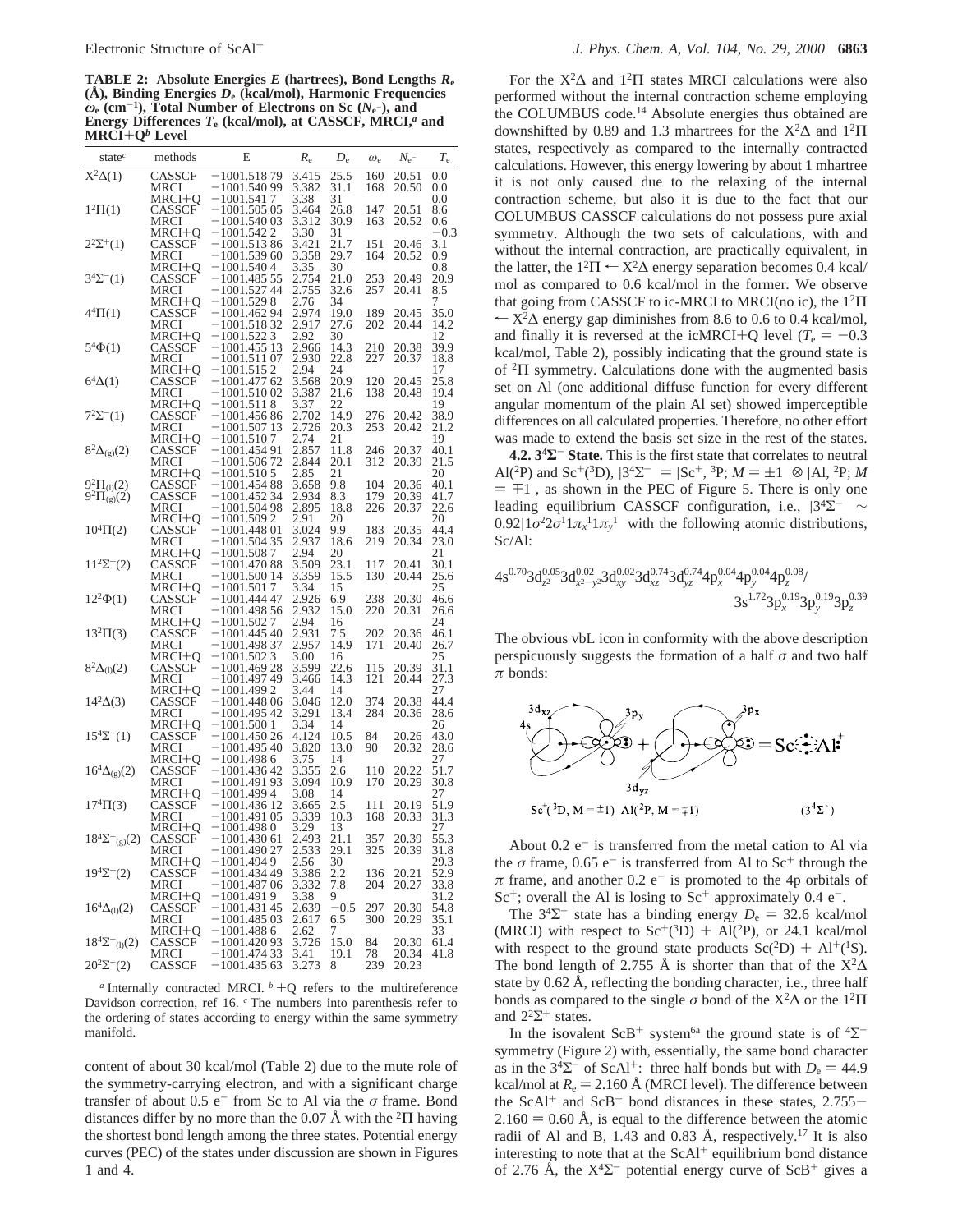**TABLE 2: Absolute Energies $E$ (hartrees), Bond Lengths $R_e$ (Å), Binding Energies $D_e$ (kcal/mol), Harmonic Frequencies $\omega_e$ (cm$^{-1}$), Total Number of Electrons on Sc ($N_{e^-}$), and Energy Differences $T_e$ (kcal/mol), at CASSCF, MRCI,[a] and MRCI+Q[b] Level**

| state[c] | methods | E | $R_e$ | $D_e$ | $\omega_e$ | $N_{e^-}$ | $T_e$ |
|---|---|---|---|---|---|---|---|
| $X^2\Delta(1)$ | CASSCF | −1001.518 79 | 3.415 | 25.5 | 160 | 20.51 | 0.0 |
| | MRCI | −1001.540 99 | 3.382 | 31.1 | 168 | 20.50 | 0.0 |
| | MRCI+Q | −1001.541 7 | 3.38 | 31 | | | 0.0 |
| $1^2\Pi(1)$ | CASSCF | −1001.505 05 | 3.464 | 26.8 | 147 | 20.51 | 8.6 |
| | MRCI | −1001.540 03 | 3.312 | 30.9 | 163 | 20.52 | 0.6 |
| | MRCI+Q | −1001.542 2 | 3.30 | 31 | | | −0.3 |
| $2^2\Sigma^+(1)$ | CASSCF | −1001.513 86 | 3.421 | 21.7 | 151 | 20.46 | 3.1 |
| | MRCI | −1001.539 60 | 3.358 | 29.7 | 164 | 20.52 | 0.9 |
| | MRCI+Q | −1001.540 4 | 3.35 | 30 | | | 0.8 |
| $3^4\Sigma^-(1)$ | CASSCF | −1001.485 55 | 2.754 | 21.0 | 253 | 20.49 | 20.9 |
| | MRCI | −1001.527 44 | 2.755 | 32.6 | 257 | 20.41 | 8.5 |
| | MRCI+Q | −1001.529 8 | 2.76 | 34 | | | 7 |
| $4^4\Pi(1)$ | CASSCF | −1001.462 94 | 2.974 | 19.0 | 189 | 20.45 | 35.0 |
| | MRCI | −1001.518 32 | 2.917 | 27.6 | 202 | 20.44 | 14.2 |
| | MRCI+Q | −1001.522 3 | 2.92 | 30 | | | 12 |
| $5^4\Phi(1)$ | CASSCF | −1001.455 13 | 2.966 | 14.3 | 210 | 20.38 | 39.9 |
| | MRCI | −1001.511 07 | 2.930 | 22.8 | 227 | 20.37 | 18.8 |
| | MRCI+Q | −1001.515 2 | 2.94 | 24 | | | 17 |
| $6^4\Delta(1)$ | CASSCF | −1001.477 62 | 3.568 | 20.9 | 120 | 20.45 | 25.8 |
| | MRCI | −1001.510 02 | 3.387 | 21.6 | 138 | 20.48 | 19.4 |
| | MRCI+Q | −1001.511 8 | 3.37 | 22 | | | 19 |
| $7^2\Sigma^-(1)$ | CASSCF | −1001.456 86 | 2.702 | 14.9 | 276 | 20.42 | 38.9 |
| | MRCI | −1001.507 13 | 2.726 | 20.3 | 253 | 20.42 | 21.2 |
| | MRCI+Q | −1001.510 7 | 2.74 | 21 | | | 19 |
| $8^2\Delta_{(g)}(2)$ | CASSCF | −1001.454 91 | 2.857 | 11.8 | 246 | 20.37 | 40.1 |
| | MRCI | −1001.506 72 | 2.844 | 20.1 | 312 | 20.39 | 21.5 |
| | MRCI+Q | −1001.510 5 | 2.85 | 21 | | | 20 |
| $9^2\Pi_{(l)}(2)$ | CASSCF | −1001.454 88 | 3.658 | 9.8 | 104 | 20.36 | 40.1 |
| $9^2\Pi_{(g)}(2)$ | CASSCF | −1001.452 34 | 2.934 | 8.3 | 179 | 20.39 | 41.7 |
| | MRCI | −1001.504 98 | 2.895 | 18.8 | 226 | 20.37 | 22.6 |
| | MRCI+Q | −1001.509 2 | 2.91 | 20 | | | 20 |
| $10^4\Pi(2)$ | CASSCF | −1001.448 01 | 3.024 | 9.9 | 183 | 20.35 | 44.4 |
| | MRCI | −1001.504 35 | 2.937 | 18.6 | 219 | 20.34 | 23.0 |
| | MRCI+Q | −1001.508 7 | 2.94 | 20 | | | 21 |
| $11^2\Sigma^+(2)$ | CASSCF | −1001.470 88 | 3.509 | 23.1 | 117 | 20.41 | 30.1 |
| | MRCI | −1001.500 14 | 3.359 | 15.5 | 130 | 20.44 | 25.6 |
| | MRCI+Q | −1001.501 7 | 3.34 | 15 | | | 25 |
| $12^2\Phi(1)$ | CASSCF | −1001.444 47 | 2.926 | 6.9 | 238 | 20.30 | 46.6 |
| | MRCI | −1001.498 56 | 2.932 | 15.0 | 220 | 20.31 | 26.6 |
| | MRCI+Q | −1001.502 7 | 2.94 | 16 | | | 24 |
| $13^2\Pi(3)$ | CASSCF | −1001.445 40 | 2.931 | 7.5 | 202 | 20.36 | 46.1 |
| | MRCI | −1001.498 37 | 2.957 | 14.9 | 171 | 20.40 | 26.7 |
| | MRCI+Q | −1001.502 3 | 3.00 | 16 | | | 25 |
| $8^2\Delta_{(l)}(2)$ | CASSCF | −1001.469 28 | 3.599 | 22.6 | 115 | 20.39 | 31.1 |
| | MRCI | −1001.497 49 | 3.466 | 14.3 | 121 | 20.44 | 27.3 |
| | MRCI+Q | −1001.499 2 | 3.44 | 14 | | | 27 |
| $14^2\Delta(3)$ | CASSCF | −1001.448 06 | 3.046 | 12.0 | 374 | 20.38 | 44.4 |
| | MRCI | −1001.495 42 | 3.291 | 13.4 | 284 | 20.36 | 28.6 |
| | MRCI+Q | −1001.500 1 | 3.34 | 14 | | | 26 |
| $15^4\Sigma^+(1)$ | CASSCF | −1001.450 26 | 4.124 | 10.5 | 84 | 20.26 | 43.0 |
| | MRCI | −1001.495 40 | 3.820 | 13.0 | 90 | 20.32 | 28.6 |
| | MRCI+Q | −1001.498 6 | 3.75 | 14 | | | 27 |
| $16^4\Delta_{(g)}(2)$ | CASSCF | −1001.436 42 | 3.355 | 2.6 | 110 | 20.22 | 51.7 |
| | MRCI | −1001.491 93 | 3.094 | 10.9 | 170 | 20.29 | 30.8 |
| | MRCI+Q | −1001.499 4 | 3.08 | 14 | | | 27 |
| $17^4\Pi(3)$ | CASSCF | −1001.436 12 | 3.665 | 2.5 | 111 | 20.19 | 51.9 |
| | MRCI | −1001.491 05 | 3.339 | 10.3 | 168 | 20.33 | 31.3 |
| | MRCI+Q | −1001.498 0 | 3.29 | 13 | | | 27 |
| $18^4\Sigma^-_{(g)}(2)$ | CASSCF | −1001.430 61 | 2.493 | 21.1 | 357 | 20.39 | 55.3 |
| | MRCI | −1001.490 27 | 2.533 | 29.1 | 325 | 20.39 | 31.8 |
| | MRCI+Q | −1001.494 9 | 2.56 | 30 | | | 29.3 |
| $19^4\Sigma^+(2)$ | CASSCF | −1001.434 49 | 3.386 | 2.2 | 136 | 20.21 | 52.9 |
| | MRCI | −1001.487 06 | 3.332 | 7.8 | 204 | 20.27 | 33.8 |
| | MRCI+Q | −1001.491 9 | 3.38 | 9 | | | 31.2 |
| $16^4\Delta_{(l)}(2)$ | CASSCF | −1001.431 45 | 2.639 | −0.5 | 297 | 20.30 | 54.8 |
| | MRCI | −1001.485 03 | 2.617 | 6.5 | 300 | 20.29 | 35.1 |
| | MRCI+Q | −1001.488 6 | 2.62 | 7 | | | 33 |
| $18^4\Sigma^-_{(l)}(2)$ | CASSCF | −1001.420 93 | 3.726 | 15.0 | 84 | 20.30 | 61.4 |
| | MRCI | −1001.474 33 | 3.41 | 19.1 | 78 | 20.34 | 41.8 |
| $20^2\Sigma^-(2)$ | CASSCF | −1001.435 63 | 3.273 | 8 | 239 | 20.23 | |

[a] Internally contracted MRCI. [b] +Q refers to the multireference Davidson correction, ref 16. [c] The numbers into parenthesis refer to the ordering of states according to energy within the same symmetry manifold.

content of about 30 kcal/mol (Table 2) due to the mute role of the symmetry-carrying electron, and with a significant charge transfer of about 0.5 e$^-$ from Sc to Al via the σ frame. Bond distances differ by no more than the 0.07 Å with the $^2\Pi$ having the shortest bond length among the three states. Potential energy curves (PEC) of the states under discussion are shown in Figures 1 and 4.

For the $X^2\Delta$ and $1^2\Pi$ states MRCI calculations were also performed without the internal contraction scheme employing the COLUMBUS code.[14] Absolute energies thus obtained are downshifted by 0.89 and 1.3 mhartrees for the $X^2\Delta$ and $1^2\Pi$ states, respectively as compared to the internally contracted calculations. However, this energy lowering by about 1 mhartree it is not only caused due to the relaxing of the internal contraction scheme, but also it is due to the fact that our COLUMBUS CASSCF calculations do not possess pure axial symmetry. Although the two sets of calculations, with and without the internal contraction, are practically equivalent, in the latter, the $1^2\Pi \leftarrow X^2\Delta$ energy separation becomes 0.4 kcal/mol as compared to 0.6 kcal/mol in the former. We observe that going from CASSCF to ic-MRCI to MRCI(no ic), the $1^2\Pi \leftarrow X^2\Delta$ energy gap diminishes from 8.6 to 0.6 to 0.4 kcal/mol, and finally it is reversed at the icMRCI+Q level ($T_e = -0.3$ kcal/mol, Table 2), possibly indicating that the ground state is of $^2\Pi$ symmetry. Calculations done with the augmented basis set on Al (one additional diffuse function for every different angular momentum of the plain Al set) showed imperceptible differences on all calculated properties. Therefore, no other effort was made to extend the basis set size in the rest of the states.

**4.2. $3^4\Sigma^-$ State.** This is the first state that correlates to neutral Al($^2$P) and Sc$^+$($^3$D), $|3^4\Sigma^-\rangle = |\mathrm{Sc}^+, {}^3\mathrm{P}; M = \pm 1\rangle \otimes |\mathrm{Al}, {}^2\mathrm{P}; M = \mp 1\rangle$, as shown in the PEC of Figure 5. There is only one leading equilibrium CASSCF configuration, i.e., $|3^4\Sigma^-\rangle \sim 0.92|1\sigma^2 2\sigma^1 1\pi_x^1 1\pi_y^1\rangle$ with the following atomic distributions, Sc/Al:

$$4s^{0.70}3d_{z^2}^{0.05}3d_{x^2-y^2}^{0.02}3d_{xy}^{0.02}3d_{xz}^{0.74}3d_{yz}^{0.74}4p_x^{0.04}4p_y^{0.04}4p_z^{0.08}/\;3s^{1.72}3p_x^{0.19}3p_y^{0.19}3p_z^{0.39}$$

The obvious vbL icon in conformity with the above description perspicuously suggests the formation of a half σ and two half π bonds:

About 0.2 e$^-$ is transferred from the metal cation to Al via the σ frame, 0.65 e$^-$ is transferred from Al to Sc$^+$ through the π frame, and another 0.2 e$^-$ is promoted to the 4p orbitals of Sc$^+$; overall the Al is losing to Sc$^+$ approximately 0.4 e$^-$.

The $3^4\Sigma^-$ state has a binding energy $D_e = 32.6$ kcal/mol (MRCI) with respect to Sc$^+$($^3$D) + Al($^2$P), or 24.1 kcal/mol with respect to the ground state products Sc($^2$D) + Al$^+$($^1$S). The bond length of 2.755 Å is shorter than that of the $X^2\Delta$ state by 0.62 Å, reflecting the bonding character, i.e., three half bonds as compared to the single σ bond of the $X^2\Delta$ or the $1^2\Pi$ and $2^2\Sigma^+$ states.

In the isovalent ScB$^+$ system[6a] the ground state is of $^4\Sigma^-$ symmetry (Figure 2) with, essentially, the same bond character as in the $3^4\Sigma^-$ of ScAl$^+$: three half bonds but with $D_e = 44.9$ kcal/mol at $R_e = 2.160$ Å (MRCI level). The difference between the ScAl$^+$ and ScB$^+$ bond distances in these states, 2.755 − 2.160 = 0.60 Å, is equal to the difference between the atomic radii of Al and B, 1.43 and 0.83 Å, respectively.[17] It is also interesting to note that at the ScAl$^+$ equilibrium bond distance of 2.76 Å, the $X^4\Sigma^-$ potential energy curve of ScB$^+$ gives a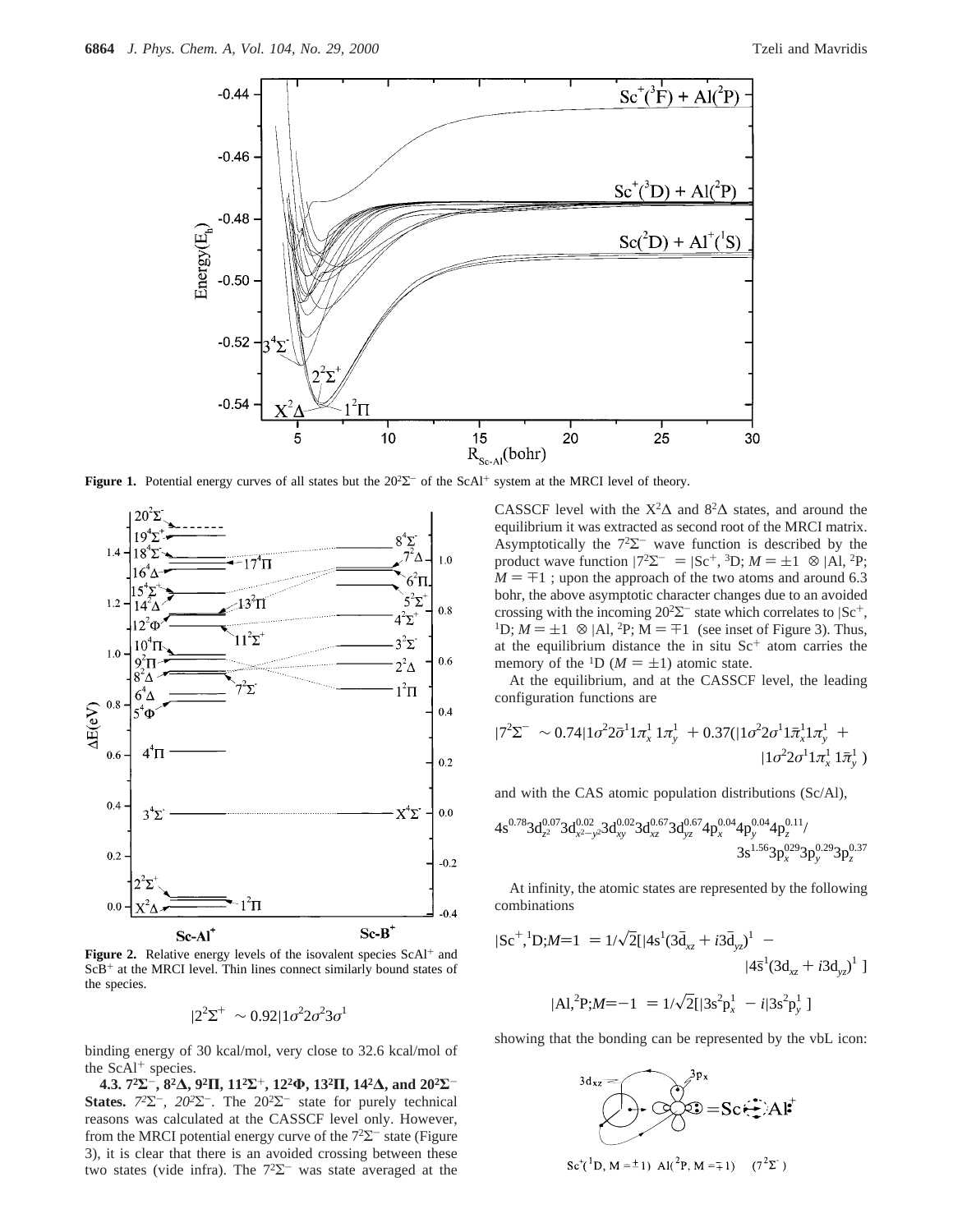**Figure 1.** Potential energy curves of all states but the $20^2\Sigma^-$ of the $ScAl^+$ system at the MRCI level of theory.

**Figure 2.** Relative energy levels of the isovalent species $ScAl^+$ and $ScB^+$ at the MRCI level. Thin lines connect similarly bound states of the species.

$$|2^2\Sigma^+\rangle \sim 0.92|1\sigma^2 2\sigma^2 3\sigma^1\rangle$$

binding energy of 30 kcal/mol, very close to 32.6 kcal/mol of the $ScAl^+$ species.

**4.3. $7^2\Sigma^-$, $8^2\Delta$, $9^2\Pi$, $11^2\Sigma^+$, $12^2\Phi$, $13^2\Pi$, $14^2\Delta$, and $20^2\Sigma^-$ States.** *$7^2\Sigma^-$, $20^2\Sigma^-$.* The $20^2\Sigma^-$ state for purely technical reasons was calculated at the CASSCF level only. However, from the MRCI potential energy curve of the $7^2\Sigma^-$ state (Figure 3), it is clear that there is an avoided crossing between these two states (vide infra). The $7^2\Sigma^-$ was state averaged at the CASSCF level with the $X^2\Delta$ and $8^2\Delta$ states, and around the equilibrium it was extracted as second root of the MRCI matrix. Asymptotically the $7^2\Sigma^-$ wave function is described by the product wave function $|7^2\Sigma^-\rangle = |Sc^+, {}^3D; M = \pm 1\rangle \otimes |Al, {}^2P; M = \mp 1\rangle$; upon the approach of the two atoms and around 6.3 bohr, the above asymptotic character changes due to an avoided crossing with the incoming $20^2\Sigma^-$ state which correlates to $|Sc^+, {}^1D; M = \pm 1\rangle \otimes |Al, {}^2P; M = \mp 1\rangle$ (see inset of Figure 3). Thus, at the equilibrium distance the in situ $Sc^+$ atom carries the memory of the ${}^1D$ ($M = \pm 1$) atomic state.

At the equilibrium, and at the CASSCF level, the leading configuration functions are

$$|7^2\Sigma^-\rangle \sim 0.74|1\sigma^2 2\bar{\sigma}^1 1\pi_x^1 1\pi_y^1\rangle + 0.37(|1\sigma^2 2\sigma^1 1\bar{\pi}_x^1 1\pi_y^1\rangle + |1\sigma^2 2\sigma^1 1\pi_x^1 1\bar{\pi}_y^1\rangle)$$

and with the CAS atomic population distributions (Sc/Al),

$$4s^{0.78}3d_{z^2}^{0.07}3d_{x^2-y^2}^{0.02}3d_{xy}^{0.02}3d_{xz}^{0.67}3d_{yz}^{0.67}4p_x^{0.04}4p_y^{0.04}4p_z^{0.11}/3s^{1.56}3p_x^{0.29}3p_y^{0.29}3p_z^{0.37}$$

At infinity, the atomic states are represented by the following combinations

$$|Sc^+, {}^1D; M{=}1\rangle = 1/\sqrt{2}[|4s^1(3\bar{d}_{xz} + i3\bar{d}_{yz})^1\rangle - |4\bar{s}^1(3d_{xz} + i3d_{yz})^1\rangle]$$

$$|Al, {}^2P; M{=}-1\rangle = 1/\sqrt{2}[|3s^2 p_x^1\rangle - i|3s^2 p_y^1\rangle]$$

showing that the bonding can be represented by the vbL icon:

$Sc^+({}^1D, M = \pm 1)$ $Al({}^2P, M = \mp 1)$ $(7^2\Sigma^-)$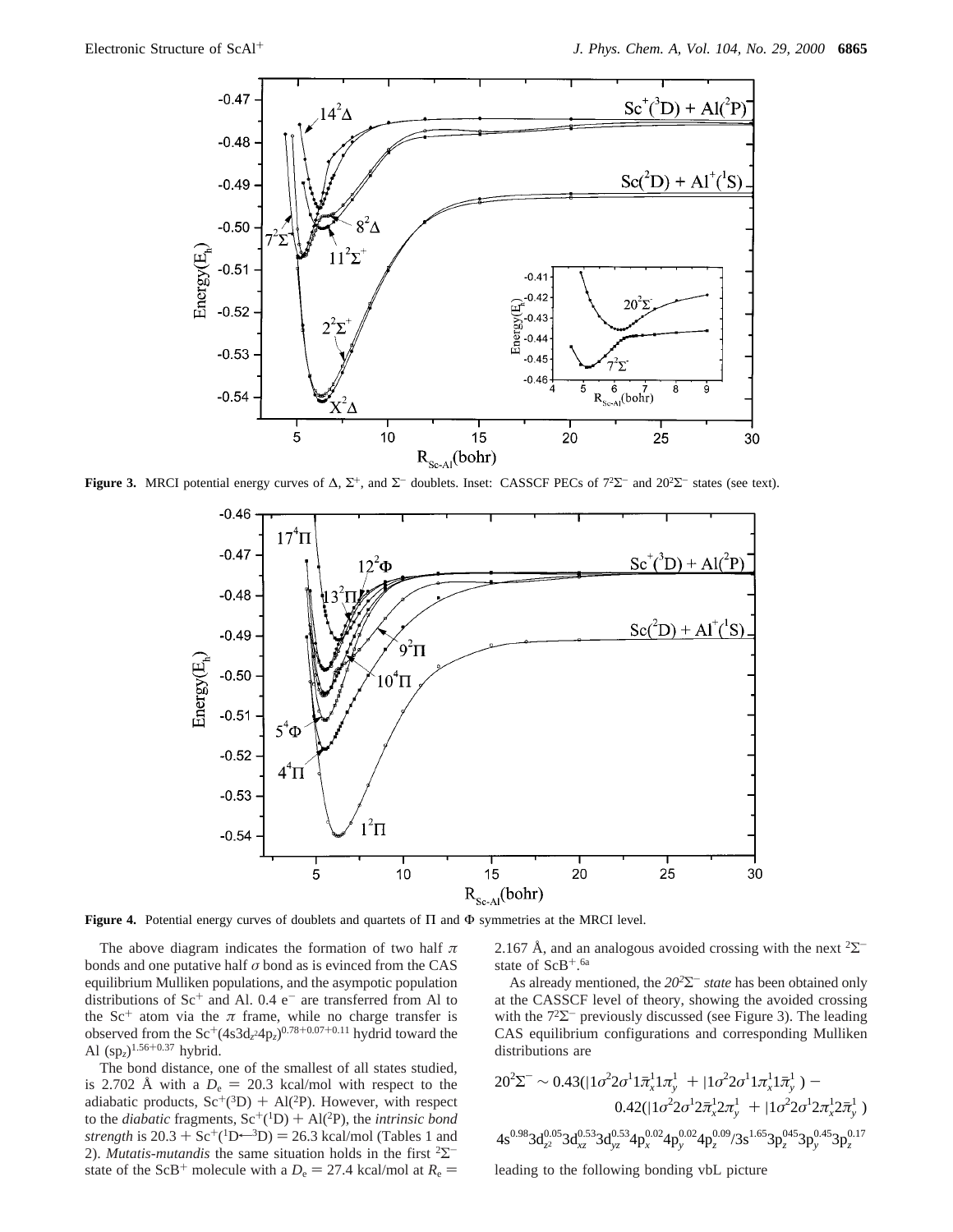**Figure 3.** MRCI potential energy curves of Δ, $\Sigma^+$, and $\Sigma^-$ doublets. Inset: CASSCF PECs of $7^2\Sigma^-$ and $20^2\Sigma^-$ states (see text).

**Figure 4.** Potential energy curves of doublets and quartets of Π and Φ symmetries at the MRCI level.

The above diagram indicates the formation of two half π bonds and one putative half σ bond as is evinced from the CAS equilibrium Mulliken populations, and the asympotic population distributions of $Sc^+$ and Al. 0.4 $e^-$ are transferred from Al to the $Sc^+$ atom via the π frame, while no charge transfer is observed from the $Sc^+(4s3d_{z^2}4p_z)^{0.78+0.07+0.11}$ hydrid toward the Al $(sp_z)^{1.56+0.37}$ hybrid.

The bond distance, one of the smallest of all states studied, is 2.702 Å with a $D_e$ = 20.3 kcal/mol with respect to the adiabatic products, $Sc^+(^3D)$ + $Al(^2P)$. However, with respect to the *diabatic* fragments, $Sc^+(^1D)$ + $Al(^2P)$, the *intrinsic bond strength* is 20.3 + $Sc^+(^1D \leftarrow {}^3D)$ = 26.3 kcal/mol (Tables 1 and 2). *Mutatis-mutandis* the same situation holds in the first $^2\Sigma^-$ state of the $ScB^+$ molecule with a $D_e$ = 27.4 kcal/mol at $R_e$ = 2.167 Å, and an analogous avoided crossing with the next $^2\Sigma^-$ state of $ScB^+$.[6a]

As already mentioned, the *$20^2\Sigma^-$ state* has been obtained only at the CASSCF level of theory, showing the avoided crossing with the $7^2\Sigma^-$ previously discussed (see Figure 3). The leading CAS equilibrium configurations and corresponding Mulliken distributions are

$$20^2\Sigma^- \sim 0.43(|1\sigma^2 2\sigma^1 1\bar{\pi}_x^1 1\pi_y^1\rangle + |1\sigma^2 2\sigma^1 1\pi_x^1 1\bar{\pi}_y^1\rangle) - 0.42(|1\sigma^2 2\sigma^1 2\bar{\pi}_x^1 2\pi_y^1\rangle + |1\sigma^2 2\sigma^1 2\pi_x^1 2\bar{\pi}_y^1\rangle)$$

$$4s^{0.98}3d_{z^2}^{0.05}3d_{xz}^{0.53}3d_{yz}^{0.53}4p_x^{0.02}4p_y^{0.02}4p_z^{0.09}/3s^{1.65}3p_z^{0.45}3p_y^{0.45}3p_z^{0.17}$$

leading to the following bonding vbL picture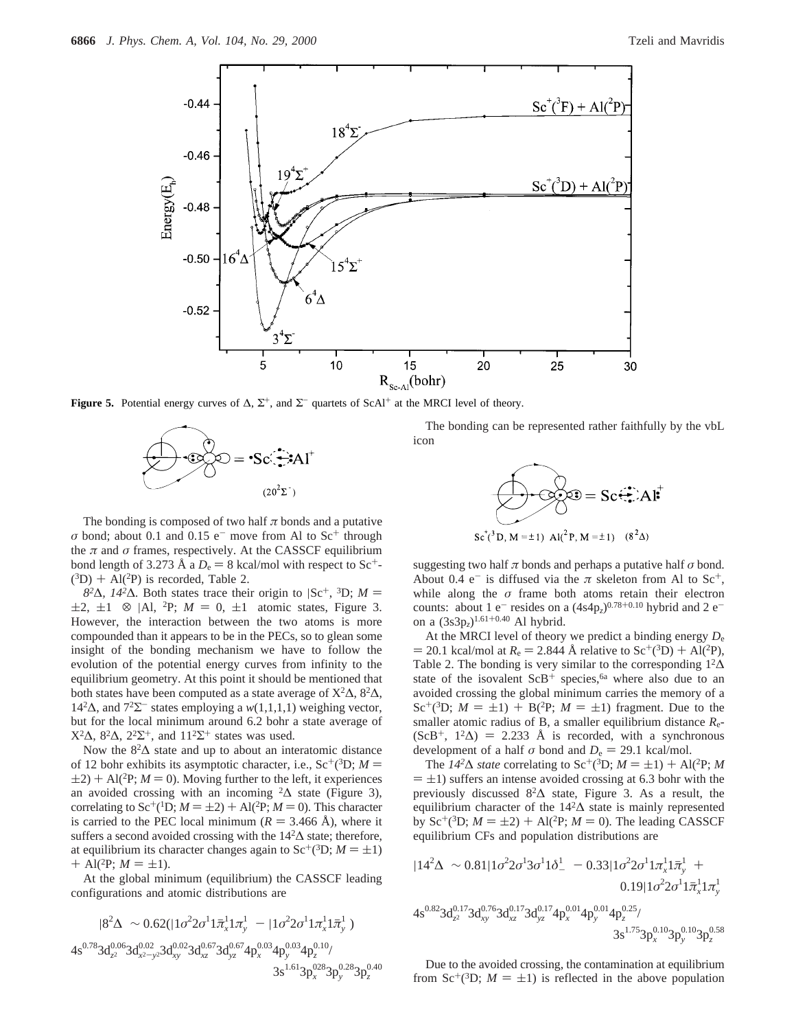**Figure 5.** Potential energy curves of Δ, $\Sigma^+$, and $\Sigma^-$ quartets of $ScAl^+$ at the MRCI level of theory.

$$\bullet Sc \overset{\cdot\cdot}{\underset{\cdot\cdot}{\leftarrow}} :Al^+ \quad (20^2\Sigma^-)$$

The bonding is composed of two half π bonds and a putative σ bond; about 0.1 and 0.15 e⁻ move from Al to $Sc^+$ through the π and σ frames, respectively. At the CASSCF equilibrium bond length of 3.273 Å a $D_e$ = 8 kcal/mol with respect to $Sc^+$($^3$D) + Al($^2$P) is recorded, Table 2.

*8²Δ, 14²Δ.* Both states trace their origin to $|Sc^+, {}^3D; M = \pm2, \pm1\rangle \otimes |Al, {}^2P; M = 0, \pm1\rangle$ atomic states, Figure 3. However, the interaction between the two atoms is more compounded than it appears to be in the PECs, so to glean some insight of the bonding mechanism we have to follow the evolution of the potential energy curves from infinity to the equilibrium geometry. At this point it should be mentioned that both states have been computed as a state average of $X^2\Delta$, $8^2\Delta$, $14^2\Delta$, and $7^2\Sigma^-$ states employing a $w(1,1,1,1)$ weighing vector, but for the local minimum around 6.2 bohr a state average of $X^2\Delta$, $8^2\Delta$, $2^2\Sigma^+$, and $11^2\Sigma^+$ states was used.

Now the $8^2\Delta$ state and up to about an interatomic distance of 12 bohr exhibits its asymptotic character, i.e., $Sc^+$($^3$D; $M = \pm2$) + Al($^2$P; $M = 0$). Moving further to the left, it experiences an avoided crossing with an incoming $^2\Delta$ state (Figure 3), correlating to $Sc^+$($^1$D; $M = \pm2$) + Al($^2$P; $M = 0$). This character is carried to the PEC local minimum ($R$ = 3.466 Å), where it suffers a second avoided crossing with the $14^2\Delta$ state; therefore, at equilibrium its character changes again to $Sc^+$($^3$D; $M = \pm1$) + Al($^2$P; $M = \pm1$).

At the global minimum (equilibrium) the CASSCF leading configurations and atomic distributions are

$$|8^2\Delta\rangle \sim 0.62(|1\sigma^2 2\sigma^1 1\bar{\pi}_x^1 1\pi_y^1\rangle - |1\sigma^2 2\sigma^1 1\pi_x^1 1\bar{\pi}_y^1\rangle)$$

$$4s^{0.78}3d_{z^2}^{0.06}3d_{x^2-y^2}^{0.02}3d_{xy}^{0.02}3d_{xz}^{0.67}3d_{yz}^{0.67}4p_x^{0.03}4p_y^{0.03}4p_z^{0.10}/3s^{1.61}3p_x^{0.28}3p_y^{0.28}3p_z^{0.40}$$

The bonding can be represented rather faithfully by the vbL icon

$$Sc \overset{\cdot}{\underset{\cdot}{\leftarrow}} :Al^{+}$$

$Sc^+$($^3$D, $M = \pm1$) Al($^2$P, $M = \pm1$) ($8^2\Delta$)

suggesting two half π bonds and perhaps a putative half σ bond. About 0.4 e⁻ is diffused via the π skeleton from Al to $Sc^+$, while along the σ frame both atoms retain their electron counts: about 1 e⁻ resides on a $(4s4p_z)^{0.78+0.10}$ hybrid and 2 e⁻ on a $(3s3p_z)^{1.61+0.40}$ Al hybrid.

At the MRCI level of theory we predict a binding energy $D_e$ = 20.1 kcal/mol at $R_e$ = 2.844 Å relative to $Sc^+$($^3$D) + Al($^2$P), Table 2. The bonding is very similar to the corresponding $1^2\Delta$ state of the isovalent $ScB^+$ species,[6a] where also due to an avoided crossing the global minimum carries the memory of a $Sc^+$($^3$D; $M = \pm1$) + B($^2$P; $M = \pm1$) fragment. Due to the smaller atomic radius of B, a smaller equilibrium distance $R_e$($ScB^+$, $1^2\Delta$) = 2.233 Å is recorded, with a synchronous development of a half σ bond and $D_e$ = 29.1 kcal/mol.

The *14²Δ state* correlating to $Sc^+$($^3$D; $M = \pm1$) + Al($^2$P; $M = \pm1$) suffers an intense avoided crossing at 6.3 bohr with the previously discussed $8^2\Delta$ state, Figure 3. As a result, the equilibrium character of the $14^2\Delta$ state is mainly represented by $Sc^+$($^3$D; $M = \pm2$) + Al($^2$P; $M = 0$). The leading CASSCF equilibrium CFs and population distributions are

$$|14^2\Delta\rangle \sim 0.81|1\sigma^2 2\sigma^1 3\sigma^1 1\delta_-^1\rangle - 0.33|1\sigma^2 2\sigma^1 1\pi_x^1 1\bar{\pi}_y^1\rangle + 0.19|1\sigma^2 2\sigma^1 1\bar{\pi}_x^1 1\pi_y^1\rangle$$

$$4s^{0.82}3d_{z^2}^{0.17}3d_{xy}^{0.76}3d_{xz}^{0.17}3d_{yz}^{0.17}4p_x^{0.01}4p_y^{0.01}4p_z^{0.25}/3s^{1.75}3p_x^{0.10}3p_y^{0.10}3p_z^{0.58}$$

Due to the avoided crossing, the contamination at equilibrium from $Sc^+$($^3$D; $M = \pm1$) is reflected in the above population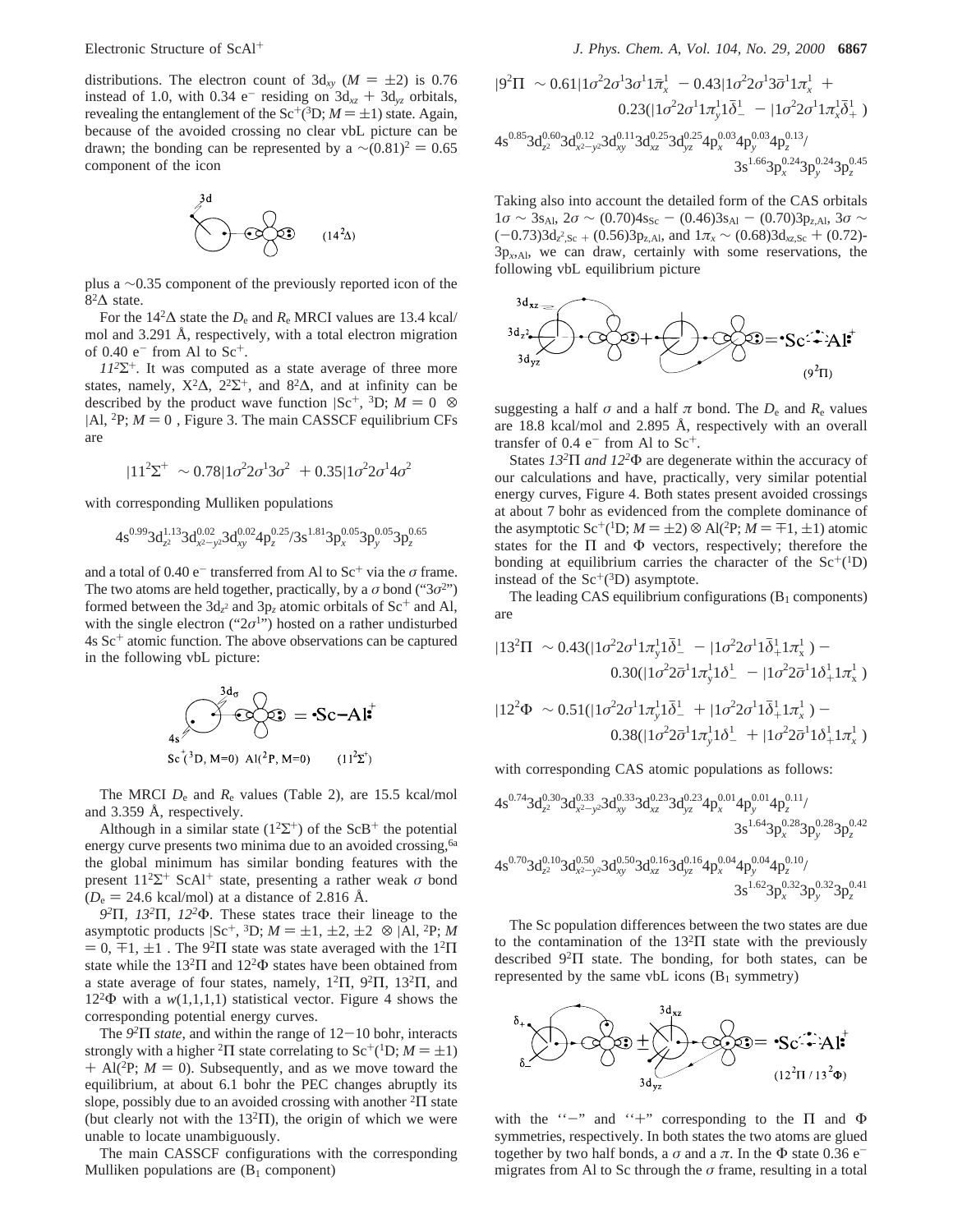distributions. The electron count of $3d_{xy}$ ($M = \pm 2$) is 0.76 instead of 1.0, with 0.34 e$^-$ residing on $3d_{xz} + 3d_{yz}$ orbitals, revealing the entanglement of the $Sc^+(^3D; M = \pm 1)$ state. Again, because of the avoided crossing no clear vbL picture can be drawn; the bonding can be represented by a $\sim(0.81)^2 = 0.65$ component of the icon

$(14^2\Delta)$

plus a $\sim$0.35 component of the previously reported icon of the $8^2\Delta$ state.

For the $14^2\Delta$ state the $D_e$ and $R_e$ MRCI values are 13.4 kcal/mol and 3.291 Å, respectively, with a total electron migration of 0.40 e$^-$ from Al to $Sc^+$.

*$11^2\Sigma^+$.* It was computed as a state average of three more states, namely, $X^2\Delta$, $2^2\Sigma^+$, and $8^2\Delta$, and at infinity can be described by the product wave function $|Sc^+, ^3D; M = 0\rangle \otimes |Al, ^2P; M = 0\rangle$, Figure 3. The main CASSCF equilibrium CFs are

$$|11^2\Sigma^+\rangle \sim 0.78|1\sigma^2 2\sigma^1 3\sigma^2\rangle + 0.35|1\sigma^2 2\sigma^1 4\sigma^2\rangle$$

with corresponding Mulliken populations

$$4s^{0.99}3d_{z^2}^{1.13}3d_{x^2-y^2}^{0.02}3d_{xy}^{0.02}4p_z^{0.25}/3s^{1.81}3p_x^{0.05}3p_y^{0.05}3p_z^{0.65}$$

and a total of 0.40 e$^-$ transferred from Al to $Sc^+$ via the $\sigma$ frame. The two atoms are held together, practically, by a $\sigma$ bond ("$3\sigma^2$") formed between the $3d_{z^2}$ and $3p_z$ atomic orbitals of $Sc^+$ and Al, with the single electron ("$2\sigma^1$") hosted on a rather undisturbed 4s $Sc^+$ atomic function. The above observations can be captured in the following vbL picture:

$= \cdot$Sc$-$Al$^+$ 
$Sc^+(^3D, M=0)$ $Al(^2P, M=0)$ $(11^2\Sigma^+)$

The MRCI $D_e$ and $R_e$ values (Table 2), are 15.5 kcal/mol and 3.359 Å, respectively.

Although in a similar state ($1^2\Sigma^+$) of the $ScB^+$ the potential energy curve presents two minima due to an avoided crossing,[6a] the global minimum has similar bonding features with the present $11^2\Sigma^+$ $ScAl^+$ state, presenting a rather weak $\sigma$ bond ($D_e = 24.6$ kcal/mol) at a distance of 2.816 Å.

*$9^2\Pi$, $13^2\Pi$, $12^2\Phi$.* These states trace their lineage to the asymptotic products $|Sc^+, ^3D; M = \pm 1, \pm 2, \pm 2\rangle \otimes |Al, ^2P; M = 0, \mp 1, \pm 1\rangle$. The $9^2\Pi$ state was state averaged with the $1^2\Pi$ state while the $13^2\Pi$ and $12^2\Phi$ states have been obtained from a state average of four states, namely, $1^2\Pi$, $9^2\Pi$, $13^2\Pi$, and $12^2\Phi$ with a $w(1,1,1,1)$ statistical vector. Figure 4 shows the corresponding potential energy curves.

The *$9^2\Pi$ state*, and within the range of 12$-$10 bohr, interacts strongly with a higher $^2\Pi$ state correlating to $Sc^+(^1D; M = \pm 1) + Al(^2P; M = 0)$. Subsequently, and as we move toward the equilibrium, at about 6.1 bohr the PEC changes abruptly its slope, possibly due to an avoided crossing with another $^2\Pi$ state (but clearly not with the $13^2\Pi$), the origin of which we were unable to locate unambiguously.

The main CASSCF configurations with the corresponding Mulliken populations are ($B_1$ component)

$$|9^2\Pi\rangle \sim 0.61|1\sigma^2 2\sigma^1 3\sigma^1 1\bar{\pi}_x^1\rangle - 0.43|1\sigma^2 2\sigma^1 3\bar{\sigma}^1 1\pi_x^1\rangle + 0.23(|1\sigma^2 2\sigma^1 1\pi_y^1 1\bar{\delta}_-^1\rangle - |1\sigma^2 2\sigma^1 1\pi_x^1 1\bar{\delta}_+^1\rangle)$$

$$4s^{0.85}3d_{z^2}^{0.60}3d_{x^2-y^2}^{0.12}3d_{xy}^{0.11}3d_{xz}^{0.25}3d_{yz}^{0.25}4p_x^{0.03}4p_y^{0.03}4p_z^{0.13}/3s^{1.66}3p_x^{0.24}3p_y^{0.24}3p_z^{0.45}$$

Taking also into account the detailed form of the CAS orbitals $1\sigma \sim 3s_{Al}$, $2\sigma \sim (0.70)4s_{Sc} - (0.46)3s_{Al} - (0.70)3p_{z,Al}$, $3\sigma \sim (-0.73)3d_{z^2,Sc} + (0.56)3p_{z,Al}$, and $1\pi_x \sim (0.68)3d_{xz,Sc} + (0.72)3p_{x,Al}$, we can draw, certainly with some reservations, the following vbL equilibrium picture

$= \cdot$Sc$\vdots$Al$^+$ $(9^2\Pi)$

suggesting a half $\sigma$ and a half $\pi$ bond. The $D_e$ and $R_e$ values are 18.8 kcal/mol and 2.895 Å, respectively with an overall transfer of 0.4 e$^-$ from Al to $Sc^+$.

States *$13^2\Pi$ and $12^2\Phi$* are degenerate within the accuracy of our calculations and have, practically, very similar potential energy curves, Figure 4. Both states present avoided crossings at about 7 bohr as evidenced from the complete dominance of the asymptotic $Sc^+(^1D; M = \pm 2) \otimes Al(^2P; M = \mp 1, \pm 1)$ atomic states for the $\Pi$ and $\Phi$ vectors, respectively; therefore the bonding at equilibrium carries the character of the $Sc^+(^1D)$ instead of the $Sc^+(^3D)$ asymptote.

The leading CAS equilibrium configurations ($B_1$ components) are

$$|13^2\Pi\rangle \sim 0.43(|1\sigma^2 2\sigma^1 1\pi_y^1 1\bar{\delta}_-^1\rangle - |1\sigma^2 2\sigma^1 1\bar{\delta}_+^1 1\pi_x^1\rangle) - 0.30(|1\sigma^2 2\bar{\sigma}^1 1\pi_y^1 1\delta_-^1\rangle - |1\sigma^2 2\bar{\sigma}^1 1\delta_+^1 1\pi_x^1\rangle)$$

$$|12^2\Phi\rangle \sim 0.51(|1\sigma^2 2\sigma^1 1\pi_y^1 1\bar{\delta}_-^1\rangle + |1\sigma^2 2\sigma^1 1\bar{\delta}_+^1 1\pi_x^1\rangle) - 0.38(|1\sigma^2 2\bar{\sigma}^1 1\pi_y^1 1\delta_-^1\rangle + |1\sigma^2 2\bar{\sigma}^1 1\delta_+^1 1\pi_x^1\rangle)$$

with corresponding CAS atomic populations as follows:

$$4s^{0.74}3d_{z^2}^{0.30}3d_{x^2-y^2}^{0.33}3d_{xy}^{0.33}3d_{xz}^{0.23}3d_{yz}^{0.23}4p_x^{0.01}4p_y^{0.01}4p_z^{0.11}/3s^{1.64}3p_x^{0.28}3p_y^{0.28}3p_z^{0.42}$$

$$4s^{0.70}3d_{z^2}^{0.10}3d_{x^2-y^2}^{0.50}3d_{xy}^{0.50}3d_{xz}^{0.16}3d_{yz}^{0.16}4p_x^{0.04}4p_y^{0.04}4p_z^{0.10}/3s^{1.62}3p_x^{0.32}3p_y^{0.32}3p_z^{0.41}$$

The Sc population differences between the two states are due to the contamination of the $13^2\Pi$ state with the previously described $9^2\Pi$ state. The bonding, for both states, can be represented by the same vbL icons ($B_1$ symmetry)

$= \cdot$Sc$\vdots$Al$^+$ $(12^2\Pi / 13^2\Phi)$

with the "$-$" and "$+$" corresponding to the $\Pi$ and $\Phi$ symmetries, respectively. In both states the two atoms are glued together by two half bonds, a $\sigma$ and a $\pi$. In the $\Phi$ state 0.36 e$^-$ migrates from Al to Sc through the $\sigma$ frame, resulting in a total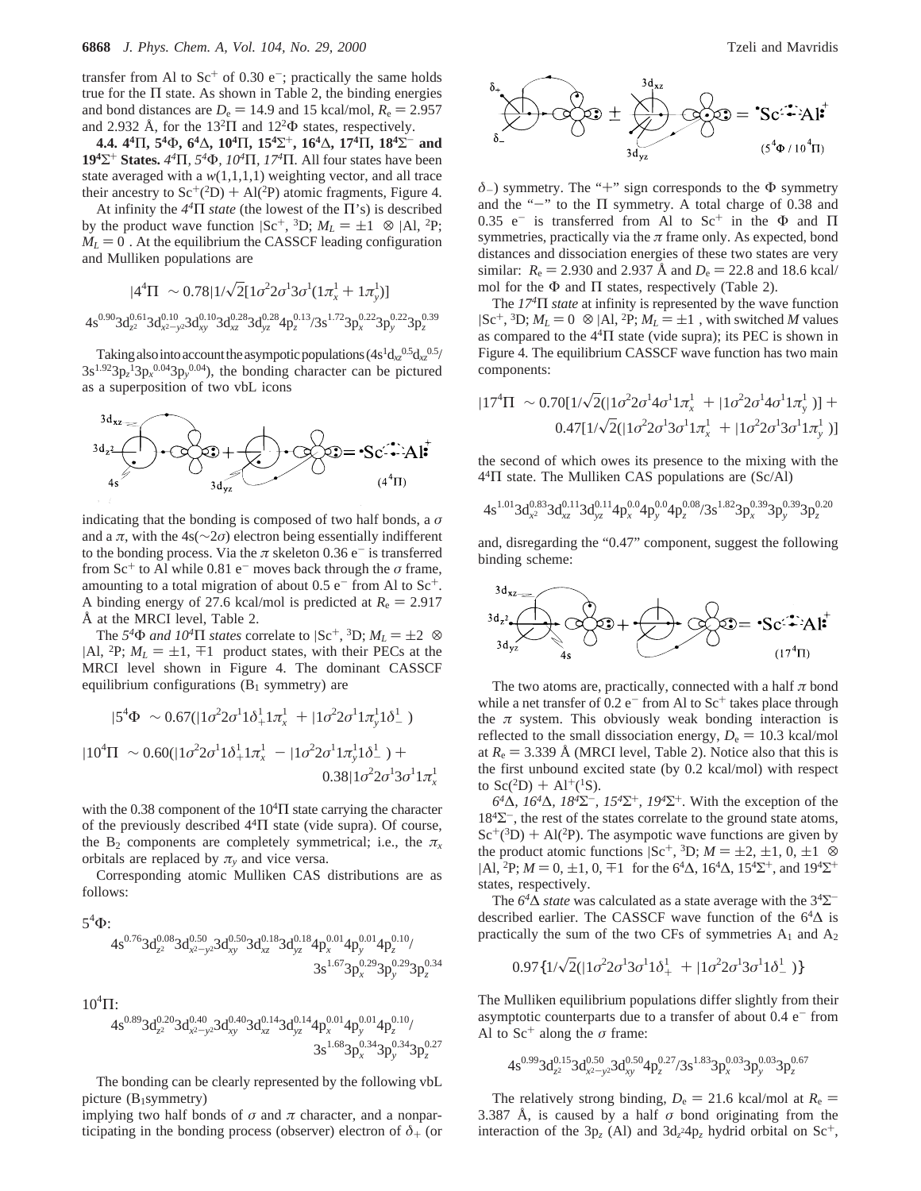transfer from Al to $Sc^+$ of 0.30 e$^-$; practically the same holds true for the $\Pi$ state. As shown in Table 2, the binding energies and bond distances are $D_e$ = 14.9 and 15 kcal/mol, $R_e$ = 2.957 and 2.932 Å, for the $13^2\Pi$ and $12^2\Phi$ states, respectively.

**4.4. $4^4\Pi$, $5^4\Phi$, $6^4\Delta$, $10^4\Pi$, $15^4\Sigma^+$, $16^4\Delta$, $17^4\Pi$, $18^4\Sigma^-$ and $19^4\Sigma^+$ States.** *$4^4\Pi$, $5^4\Phi$, $10^4\Pi$, $17^4\Pi$.* All four states have been state averaged with a $w(1,1,1,1)$ weighting vector, and all trace their ancestry to $Sc^+(^2D)$ + Al($^2$P) atomic fragments, Figure 4.

At infinity the *$4^4\Pi$ state* (the lowest of the $\Pi$'s) is described by the product wave function $|Sc^+, {}^3D; M_L = \pm1\rangle \otimes |Al, {}^2P; M_L = 0\rangle$. At the equilibrium the CASSCF leading configuration and Mulliken populations are

$$|4^4\Pi\rangle \sim 0.78|1/\sqrt{2}[1\sigma^2 2\sigma^1 3\sigma^1(1\pi_x^1 + 1\pi_y^1)]\rangle$$

$$4s^{0.90}3d_{z^2}^{0.61}3d_{x^2-y^2}^{0.10}3d_{xy}^{0.10}3d_{xz}^{0.28}3d_{yz}^{0.28}4p_z^{0.13}/3s^{1.72}3p_x^{0.22}3p_y^{0.22}3p_z^{0.39}$$

Taking also into account the asympotic populations ($4s^1d_{xz}^{0.5}d_{xz}^{0.5}$/$3s^{1.92}3p_z^1 3p_x^{0.04}3p_y^{0.04}$), the bonding character can be pictured as a superposition of two vbL icons

indicating that the bonding is composed of two half bonds, a $\sigma$ and a $\pi$, with the 4s($\sim 2\sigma$) electron being essentially indifferent to the bonding process. Via the $\pi$ skeleton 0.36 e$^-$ is transferred from $Sc^+$ to Al while 0.81 e$^-$ moves back through the $\sigma$ frame, amounting to a total migration of about 0.5 e$^-$ from Al to $Sc^+$. A binding energy of 27.6 kcal/mol is predicted at $R_e$ = 2.917 Å at the MRCI level, Table 2.

The *$5^4\Phi$ and $10^4\Pi$ states* correlate to $|Sc^+, {}^3D; M_L = \pm2\rangle \otimes |Al, {}^2P; M_L = \pm1, \mp1\rangle$ product states, with their PECs at the MRCI level shown in Figure 4. The dominant CASSCF equilibrium configurations ($B_1$ symmetry) are

$$|5^4\Phi\rangle \sim 0.67(|1\sigma^2 2\sigma^1 1\delta_+^1 1\pi_x^1\rangle + |1\sigma^2 2\sigma^1 1\pi_y^1 1\delta_-^1\rangle)$$

$$|10^4\Pi\rangle \sim 0.60(|1\sigma^2 2\sigma^1 1\delta_+^1 1\pi_x^1\rangle - |1\sigma^2 2\sigma^1 1\pi_y^1 1\delta_-^1\rangle) + 0.38|1\sigma^2 2\sigma^1 3\sigma^1 1\pi_x^1\rangle$$

with the 0.38 component of the $10^4\Pi$ state carrying the character of the previously described $4^4\Pi$ state (vide supra). Of course, the $B_2$ components are completely symmetrical; i.e., the $\pi_x$ orbitals are replaced by $\pi_y$ and vice versa.

Corresponding atomic Mulliken CAS distributions are as follows:

$5^4\Phi$:

$$4s^{0.76}3d_{z^2}^{0.08}3d_{x^2-y^2}^{0.50}3d_{xy}^{0.50}3d_{xz}^{0.18}3d_{yz}^{0.18}4p_x^{0.01}4p_y^{0.01}4p_z^{0.10}/3s^{1.67}3p_x^{0.29}3p_y^{0.29}3p_z^{0.34}$$

$10^4\Pi$:

$$4s^{0.89}3d_{z^2}^{0.20}3d_{x^2-y^2}^{0.40}3d_{xy}^{0.40}3d_{xz}^{0.14}3d_{yz}^{0.14}4p_x^{0.01}4p_y^{0.01}4p_z^{0.10}/3s^{1.68}3p_x^{0.34}3p_y^{0.34}3p_z^{0.27}$$

The bonding can be clearly represented by the following vbL picture ($B_1$symmetry)

implying two half bonds of $\sigma$ and $\pi$ character, and a nonparticipating in the bonding process (observer) electron of $\delta_+$ (or $\delta_-$) symmetry. The "+" sign corresponds to the $\Phi$ symmetry and the "$-$" to the $\Pi$ symmetry. A total charge of 0.38 and 0.35 e$^-$ is transferred from Al to $Sc^+$ in the $\Phi$ and $\Pi$ symmetries, practically via the $\pi$ frame only. As expected, bond distances and dissociation energies of these two states are very similar: $R_e$ = 2.930 and 2.937 Å and $D_e$ = 22.8 and 18.6 kcal/mol for the $\Phi$ and $\Pi$ states, respectively (Table 2).

The *$17^4\Pi$ state* at infinity is represented by the wave function $|Sc^+, {}^3D; M_L = 0\rangle \otimes |Al, {}^2P; M_L = \pm1\rangle$, with switched $M$ values as compared to the $4^4\Pi$ state (vide supra); its PEC is shown in Figure 4. The equilibrium CASSCF wave function has two main components:

$$|17^4\Pi\rangle \sim 0.70[1/\sqrt{2}(|1\sigma^2 2\sigma^1 4\sigma^1 1\pi_x^1\rangle + |1\sigma^2 2\sigma^1 4\sigma^1 1\pi_y^1\rangle)] + 0.47[1/\sqrt{2}(|1\sigma^2 2\sigma^1 3\sigma^1 1\pi_x^1\rangle + |1\sigma^2 2\sigma^1 3\sigma^1 1\pi_y^1\rangle)]$$

the second of which owes its presence to the mixing with the $4^4\Pi$ state. The Mulliken CAS populations are (Sc/Al)

$$4s^{1.01}3d_{x^2}^{0.83}3d_{xz}^{0.11}3d_{yz}^{0.11}4p_x^{0.0}4p_y^{0.0}4p_z^{0.08}/3s^{1.82}3p_x^{0.39}3p_y^{0.39}3p_z^{0.20}$$

and, disregarding the "0.47" component, suggest the following binding scheme:

The two atoms are, practically, connected with a half $\pi$ bond while a net transfer of 0.2 e$^-$ from Al to $Sc^+$ takes place through the $\pi$ system. This obviously weak bonding interaction is reflected to the small dissociation energy, $D_e$ = 10.3 kcal/mol at $R_e$ = 3.339 Å (MRCI level, Table 2). Notice also that this is the first unbound excited state (by 0.2 kcal/mol) with respect to Sc($^2$D) + $Al^+$($^1$S).

*$6^4\Delta$, $16^4\Delta$, $18^4\Sigma^-$, $15^4\Sigma^+$, $19^4\Sigma^+$.* With the exception of the $18^4\Sigma^-$, the rest of the states correlate to the ground state atoms, $Sc^+(^3D)$ + Al($^2$P). The asympotic wave functions are given by the product atomic functions $|Sc^+, {}^3D; M = \pm2, \pm1, 0, \pm1\rangle \otimes |Al, {}^2P; M = 0, \pm1, 0, \mp1\rangle$ for the $6^4\Delta$, $16^4\Delta$, $15^4\Sigma^+$, and $19^4\Sigma^+$ states, respectively.

The *$6^4\Delta$ state* was calculated as a state average with the $3^4\Sigma^-$ described earlier. The CASSCF wave function of the $6^4\Delta$ is practically the sum of the two CFs of symmetries $A_1$ and $A_2$

$$0.97\{1/\sqrt{2}(|1\sigma^2 2\sigma^1 3\sigma^1 1\delta_+^1\rangle + |1\sigma^2 2\sigma^1 3\sigma^1 1\delta_-^1\rangle)\}$$

The Mulliken equilibrium populations differ slightly from their asymptotic counterparts due to a transfer of about 0.4 e$^-$ from Al to $Sc^+$ along the $\sigma$ frame:

$$4s^{0.99}3d_{z^2}^{0.15}3d_{x^2-y^2}^{0.50}3d_{xy}^{0.50}4p_z^{0.27}/3s^{1.83}3p_x^{0.03}3p_y^{0.03}3p_z^{0.67}$$

The relatively strong binding, $D_e$ = 21.6 kcal/mol at $R_e$ = 3.387 Å, is caused by a half $\sigma$ bond originating from the interaction of the $3p_z$ (Al) and $3d_{z^2}4p_z$ hydrid orbital on $Sc^+$,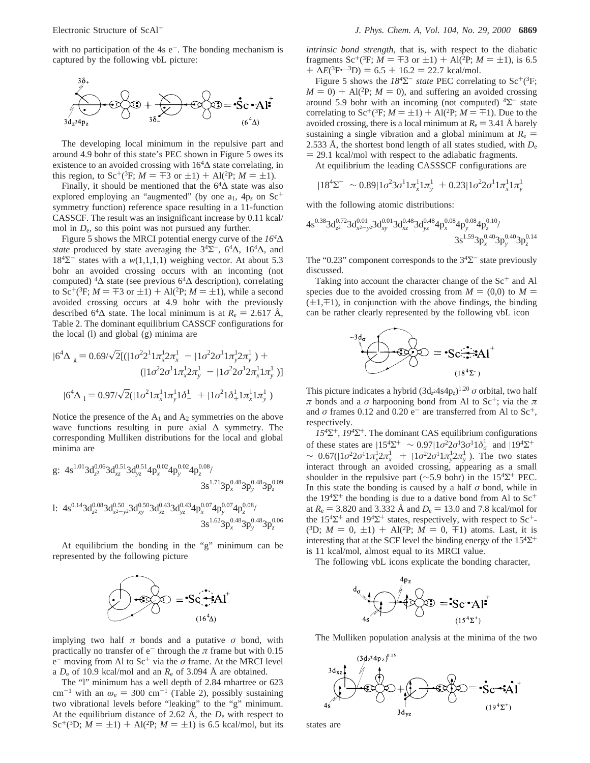with no participation of the 4s e$^-$. The bonding mechanism is captured by the following vbL picture:

The developing local minimum in the repulsive part and around 4.9 bohr of this state's PEC shown in Figure 5 owes its existence to an avoided crossing with $16^4\Delta$ state correlating, in this region, to Sc$^+$($^3$F; $M = \mp3$ or $\pm1$) + Al($^2$P; $M = \pm1$).

Finally, it should be mentioned that the $6^4\Delta$ state was also explored employing an "augmented" (by one $a_1$, $4p_z$ on Sc$^+$ symmetry function) reference space resulting in a 11-function CASSCF. The result was an insignificant increase by 0.11 kcal/mol in $D_e$, so this point was not pursued any further.

Figure 5 shows the MRCI potential energy curve of the *$16^4\Delta$ state* produced by state averaging the $3^4\Sigma^-$, $6^4\Delta$, $16^4\Delta$, and $18^4\Sigma^-$ states with a $w$(1,1,1,1) weighing vector. At about 5.3 bohr an avoided crossing occurs with an incoming (not computed) $^4\Delta$ state (see previous $6^4\Delta$ description), correlating to Sc$^+$($^3$F; $M = \mp3$ or $\pm1$) + Al($^2$P; $M = \pm1$), while a second avoided crossing occurs at 4.9 bohr with the previously described $6^4\Delta$ state. The local minimum is at $R_e = 2.617$ Å, Table 2. The dominant equilibrium CASSCF configurations for the local (l) and global (g) minima are

$$|6^4\Delta\rangle_g = 0.69/\sqrt{2}[(|1\sigma^2 2^1 1\pi_x^1 2\pi_x^1\rangle - |1\sigma^2 2\sigma^1 1\pi_y^1 2\pi_y^1\rangle) + (|1\sigma^2 2\sigma^1 1\pi_x^1 2\pi_y^1\rangle - |1\sigma^2 2\sigma^1 2\pi_x^1 1\pi_y^1\rangle)]$$

$$|6^4\Delta\rangle_l = 0.97/\sqrt{2}(|1\sigma^2 1\pi_x^1 1\pi_y^1 1\delta_-^1\rangle + |1\sigma^2 1\delta_+^1 1\pi_x^1 1\pi_y^1\rangle)$$

Notice the presence of the $A_1$ and $A_2$ symmetries on the above wave functions resulting in pure axial $\Delta$ symmetry. The corresponding Mulliken distributions for the local and global minima are

$$\text{g: } 4s^{1.01}3d_{z^2}^{0.06}3d_{xz}^{0.51}3d_{yz}^{0.51}4p_x^{0.02}4p_y^{0.02}4p_z^{0.08}/3s^{1.71}3p_x^{0.48}3p_y^{0.48}3p_z^{0.09}$$

$$\text{l: } 4s^{0.14}3d_{z^2}^{0.08}3d_{x^2-y^2}^{0.50}3d_{xy}^{0.50}3d_{xz}^{0.43}3d_{yz}^{0.43}4p_x^{0.07}4p_y^{0.07}4p_z^{0.08}/3s^{1.62}3p_x^{0.48}3p_y^{0.48}3p_z^{0.06}$$

At equilibrium the bonding in the "g" minimum can be represented by the following picture

implying two half $\pi$ bonds and a putative $\sigma$ bond, with practically no transfer of e$^-$ through the $\pi$ frame but with 0.15 e$^-$ moving from Al to Sc$^+$ via the $\sigma$ frame. At the MRCI level a $D_e$ of 10.9 kcal/mol and an $R_e$ of 3.094 Å are obtained.

The "l" minimum has a well depth of 2.84 mhartree or 623 cm$^{-1}$ with an $\omega_e$ = 300 cm$^{-1}$ (Table 2), possibly sustaining two vibrational levels before "leaking" to the "g" minimum. At the equilibrium distance of 2.62 Å, the $D_e$ with respect to Sc$^+$($^3$D; $M = \pm1$) + Al($^2$P; $M = \pm1$) is 6.5 kcal/mol, but its *intrinsic bond strength*, that is, with respect to the diabatic fragments Sc$^+$($^3$F; $M = \mp3$ or $\pm1$) + Al($^2$P; $M = \pm1$), is 6.5 + $\Delta E$($^3$F$\leftarrow$$^3$D) = 6.5 + 16.2 = 22.7 kcal/mol.

Figure 5 shows the *$18^4\Sigma^-$ state* PEC correlating to Sc$^+$($^3$F; $M = 0$) + Al($^2$P; $M = 0$), and suffering an avoided crossing around 5.9 bohr with an incoming (not computed) $^4\Sigma^-$ state correlating to Sc$^+$($^3$F; $M = \pm1$) + Al($^2$P; $M = \mp1$). Due to the avoided crossing, there is a local minimum at $R_e = 3.41$ Å barely sustaining a single vibration and a global minimum at $R_e$ = 2.533 Å, the shortest bond length of all states studied, with $D_e$ = 29.1 kcal/mol with respect to the adiabatic fragments.

At equilibrium the leading CASSSCF configurations are

$$|18^4\Sigma^-\rangle \sim 0.89|1\sigma^2 3\sigma^1 1\pi_x^1 1\pi_y^1\rangle + 0.23|1\sigma^2 2\sigma^1 1\pi_x^1 1\pi_y^1\rangle$$

with the following atomic distributions:

$$4s^{0.38}3d_{z^2}^{0.72}3d_{x^2-y^2}^{0.01}3d_{xy}^{0.01}3d_{xz}^{0.48}3d_{yz}^{0.48}4p_x^{0.08}4p_y^{0.08}4p_z^{0.10}/3s^{1.59}3p_x^{0.40}3p_y^{0.40}3p_z^{0.14}$$

The "0.23" component corresponds to the $3^4\Sigma^-$ state previously discussed.

Taking into account the character change of the Sc$^+$ and Al species due to the avoided crossing from $M$ = (0,0) to $M$ = ($\pm1$,$\mp1$), in conjunction with the above findings, the binding can be rather clearly represented by the following vbL icon

This picture indicates a hybrid $(3d_{z^2}4s4p_z)^{1.20}$ $\sigma$ orbital, two half $\pi$ bonds and a $\sigma$ harpooning bond from Al to Sc$^+$; via the $\pi$ and $\sigma$ frames 0.12 and 0.20 e$^-$ are transferred from Al to Sc$^+$, respectively.

*$15^4\Sigma^+$, $19^4\Sigma^+$.* The dominant CAS equilibrium configurations of these states are $|15^4\Sigma^+\rangle \sim 0.97|1\sigma^2 2\sigma^1 3\sigma^1 1\delta_\sigma^1\rangle$ and $|19^4\Sigma^+\rangle \sim 0.67(|1\sigma^2 2\sigma^1 1\pi_x^1 2\pi_x^1\rangle + |1\sigma^2 2\sigma^1 1\pi_y^1 2\pi_y^1\rangle)$. The two states interact through an avoided crossing, appearing as a small shoulder in the repulsive part (~5.9 bohr) in the $15^4\Sigma^+$ PEC. In this state the bonding is caused by a half $\sigma$ bond, while in the $19^4\Sigma^+$ the bonding is due to a dative bond from Al to Sc$^+$ at $R_e$ = 3.820 and 3.332 Å and $D_e$ = 13.0 and 7.8 kcal/mol for the $15^4\Sigma^+$ and $19^4\Sigma^+$ states, respectively, with respect to Sc$^+$($^3$D; $M = 0, \pm1$) + Al($^2$P; $M = 0, \mp1$) atoms. Last, it is interesting that at the SCF level the binding energy of the $15^4\Sigma^+$ is 11 kcal/mol, almost equal to its MRCI value.

The following vbL icons explicate the bonding character,

The Mulliken population analysis at the minima of the two states are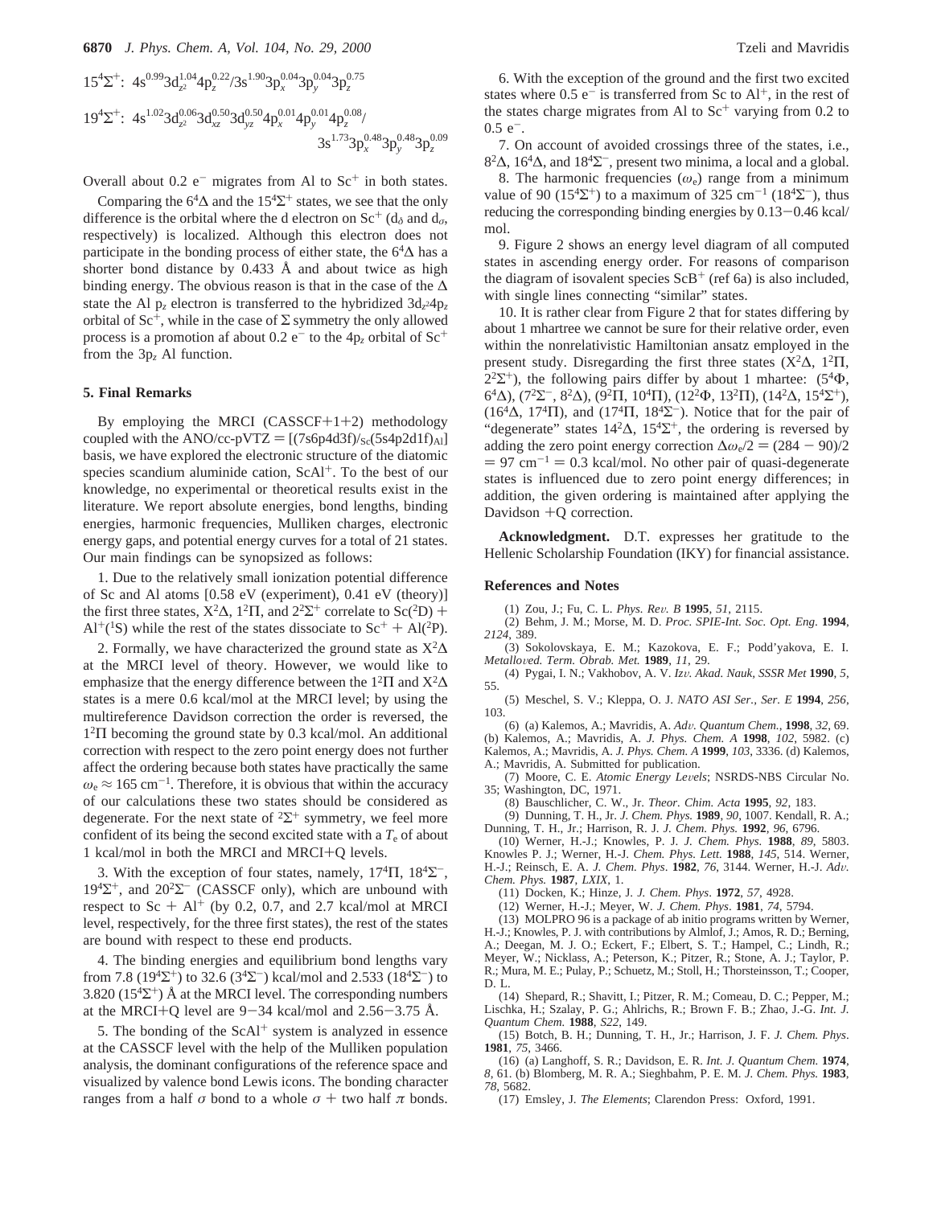$15^4\Sigma^+$: $4s^{0.99}3d_{z^2}^{1.04}4p_z^{0.22}/3s^{1.90}3p_x^{0.04}3p_y^{0.04}3p_z^{0.75}$

$19^4\Sigma^+$: $4s^{1.02}3d_{z^2}^{0.06}3d_{xz}^{0.50}3d_{yz}^{0.50}4p_x^{0.01}4p_y^{0.01}4p_z^{0.08}/$
$3s^{1.73}3p_x^{0.48}3p_y^{0.48}3p_z^{0.09}$

Overall about 0.2 $e^-$ migrates from Al to $Sc^+$ in both states.

Comparing the $6^4\Delta$ and the $15^4\Sigma^+$ states, we see that the only difference is the orbital where the d electron on $Sc^+$ ($d_\delta$ and $d_\sigma$, respectively) is localized. Although this electron does not participate in the bonding process of either state, the $6^4\Delta$ has a shorter bond distance by 0.433 Å and about twice as high binding energy. The obvious reason is that in the case of the $\Delta$ state the Al $p_z$ electron is transferred to the hybridized $3d_{z^2}4p_z$ orbital of $Sc^+$, while in the case of $\Sigma$ symmetry the only allowed process is a promotion af about 0.2 $e^-$ to the $4p_z$ orbital of $Sc^+$ from the $3p_z$ Al function.

## 5. Final Remarks

By employing the MRCI (CASSCF+1+2) methodology coupled with the ANO/cc-pVTZ = $[(7s6p4d3f)_{Sc}(5s4p2d1f)_{Al}]$ basis, we have explored the electronic structure of the diatomic species scandium aluminide cation, $ScAl^+$. To the best of our knowledge, no experimental or theoretical results exist in the literature. We report absolute energies, bond lengths, binding energies, harmonic frequencies, Mulliken charges, electronic energy gaps, and potential energy curves for a total of 21 states. Our main findings can be synopsized as follows:

1. Due to the relatively small ionization potential difference of Sc and Al atoms [0.58 eV (experiment), 0.41 eV (theory)] the first three states, $X^2\Delta$, $1^2\Pi$, and $2^2\Sigma^+$ correlate to $Sc(^2D)$ + $Al^+(^1S)$ while the rest of the states dissociate to $Sc^+$ + $Al(^2P)$.

2. Formally, we have characterized the ground state as $X^2\Delta$ at the MRCI level of theory. However, we would like to emphasize that the energy difference between the $1^2\Pi$ and $X^2\Delta$ states is a mere 0.6 kcal/mol at the MRCI level; by using the multireference Davidson correction the order is reversed, the $1^2\Pi$ becoming the ground state by 0.3 kcal/mol. An additional correction with respect to the zero point energy does not further affect the ordering because both states have practically the same $\omega_e \approx 165$ cm$^{-1}$. Therefore, it is obvious that within the accuracy of our calculations these two states should be considered as degenerate. For the next state of $^2\Sigma^+$ symmetry, we feel more confident of its being the second excited state with a $T_e$ of about 1 kcal/mol in both the MRCI and MRCI+Q levels.

3. With the exception of four states, namely, $17^4\Pi$, $18^4\Sigma^-$, $19^4\Sigma^+$, and $20^2\Sigma^-$ (CASSCF only), which are unbound with respect to Sc + $Al^+$ (by 0.2, 0.7, and 2.7 kcal/mol at MRCI level, respectively, for the three first states), the rest of the states are bound with respect to these end products.

4. The binding energies and equilibrium bond lengths vary from 7.8 ($19^4\Sigma^+$) to 32.6 ($3^4\Sigma^-$) kcal/mol and 2.533 ($18^4\Sigma^-$) to 3.820 ($15^4\Sigma^+$) Å at the MRCI level. The corresponding numbers at the MRCI+Q level are 9–34 kcal/mol and 2.56–3.75 Å.

5. The bonding of the $ScAl^+$ system is analyzed in essence at the CASSCF level with the help of the Mulliken population analysis, the dominant configurations of the reference space and visualized by valence bond Lewis icons. The bonding character ranges from a half $\sigma$ bond to a whole $\sigma$ + two half $\pi$ bonds.

6. With the exception of the ground and the first two excited states where 0.5 $e^-$ is transferred from Sc to $Al^+$, in the rest of the states charge migrates from Al to $Sc^+$ varying from 0.2 to 0.5 $e^-$.

7. On account of avoided crossings three of the states, i.e., $8^2\Delta$, $16^4\Delta$, and $18^4\Sigma^-$, present two minima, a local and a global.

8. The harmonic frequencies ($\omega_e$) range from a minimum value of 90 ($15^4\Sigma^+$) to a maximum of 325 cm$^{-1}$ ($18^4\Sigma^-$), thus reducing the corresponding binding energies by 0.13–0.46 kcal/mol.

9. Figure 2 shows an energy level diagram of all computed states in ascending energy order. For reasons of comparison the diagram of isovalent species $ScB^+$ (ref 6a) is also included, with single lines connecting "similar" states.

10. It is rather clear from Figure 2 that for states differing by about 1 mhartree we cannot be sure for their relative order, even within the nonrelativistic Hamiltonian ansatz employed in the present study. Disregarding the first three states ($X^2\Delta$, $1^2\Pi$, $2^2\Sigma^+$), the following pairs differ by about 1 mhartee: ($5^4\Phi$, $6^4\Delta$), ($7^2\Sigma^-$, $8^2\Delta$), ($9^2\Pi$, $10^4\Pi$), ($12^2\Phi$, $13^2\Pi$), ($14^2\Delta$, $15^4\Sigma^+$), ($16^4\Delta$, $17^4\Pi$), and ($17^4\Pi$, $18^4\Sigma^-$). Notice that for the pair of "degenerate" states $14^2\Delta$, $15^4\Sigma^+$, the ordering is reversed by adding the zero point energy correction $\Delta\omega_e/2 = (284 - 90)/2 = 97$ cm$^{-1}$ = 0.3 kcal/mol. No other pair of quasi-degenerate states is influenced due to zero point energy differences; in addition, the given ordering is maintained after applying the Davidson +Q correction.

**Acknowledgment.** D.T. expresses her gratitude to the Hellenic Scholarship Foundation (IKY) for financial assistance.

## References and Notes

(1) Zou, J.; Fu, C. L. *Phys. Rev. B* **1995**, *51*, 2115.
(2) Behm, J. M.; Morse, M. D. *Proc. SPIE-Int. Soc. Opt. Eng.* **1994**, *2124*, 389.
(3) Sokolovskaya, E. M.; Kazokova, E. F.; Podd'yakova, E. I. *Metalloved. Term. Obrab. Met.* **1989**, *11*, 29.
(4) Pygai, I. N.; Vakhobov, A. V. *Izv. Akad. Nauk, SSSR Met* **1990**, *5*, 55.
(5) Meschel, S. V.; Kleppa, O. J. *NATO ASI Ser., Ser. E* **1994**, *256*, 103.
(6) (a) Kalemos, A.; Mavridis, A. *Adv. Quantum Chem.*, **1998**, *32*, 69. (b) Kalemos, A.; Mavridis, A. *J. Phys. Chem. A* **1998**, *102*, 5982. (c) Kalemos, A.; Mavridis, A. *J. Phys. Chem. A* **1999**, *103*, 3336. (d) Kalemos, A.; Mavridis, A. Submitted for publication.
(7) Moore, C. E. *Atomic Energy Levels*; NSRDS-NBS Circular No. 35; Washington, DC, 1971.
(8) Bauschlicher, C. W., Jr. *Theor. Chim. Acta* **1995**, *92*, 183.
(9) Dunning, T. H., Jr. *J. Chem. Phys.* **1989**, *90*, 1007. Kendall, R. A.; Dunning, T. H., Jr.; Harrison, R. J. *J. Chem. Phys.* **1992**, *96*, 6796.
(10) Werner, H.-J.; Knowles, P. J. *J. Chem. Phys.* **1988**, *89*, 5803. Knowles P. J.; Werner, H.-J. *Chem. Phys. Lett.* **1988**, *145*, 514. Werner, H.-J.; Reinsch, E. A. *J. Chem. Phys*. **1982**, *76*, 3144. Werner, H.-J. *Adv. Chem. Phys.* **1987**, *LXIX*, 1.
(11) Docken, K.; Hinze, J. *J. Chem. Phys*. **1972**, *57*, 4928.
(12) Werner, H.-J.; Meyer, W. *J. Chem. Phys.* **1981**, *74*, 5794.
(13) MOLPRO 96 is a package of ab initio programs written by Werner, H.-J.; Knowles, P. J. with contributions by Almlof, J.; Amos, R. D.; Berning, A.; Deegan, M. J. O.; Eckert, F.; Elbert, S. T.; Hampel, C.; Lindh, R.; Meyer, W.; Nicklass, A.; Peterson, K.; Pitzer, R.; Stone, A. J.; Taylor, P. R.; Mura, M. E.; Pulay, P.; Schuetz, M.; Stoll, H.; Thorsteinsson, T.; Cooper, D. L.
(14) Shepard, R.; Shavitt, I.; Pitzer, R. M.; Comeau, D. C.; Pepper, M.; Lischka, H.; Szalay, P. G.; Ahlrichs, R.; Brown F. B.; Zhao, J.-G. *Int. J. Quantum Chem.* **1988**, *S22*, 149.
(15) Botch, B. H.; Dunning, T. H., Jr.; Harrison, J. F. *J. Chem. Phys*. **1981**, *75*, 3466.
(16) (a) Langhoff, S. R.; Davidson, E. R. *Int. J. Quantum Chem.* **1974**, *8*, 61. (b) Blomberg, M. R. A.; Sieghbahm, P. E. M. *J. Chem. Phys.* **1983**, *78*, 5682.
(17) Emsley, J. *The Elements*; Clarendon Press: Oxford, 1991.